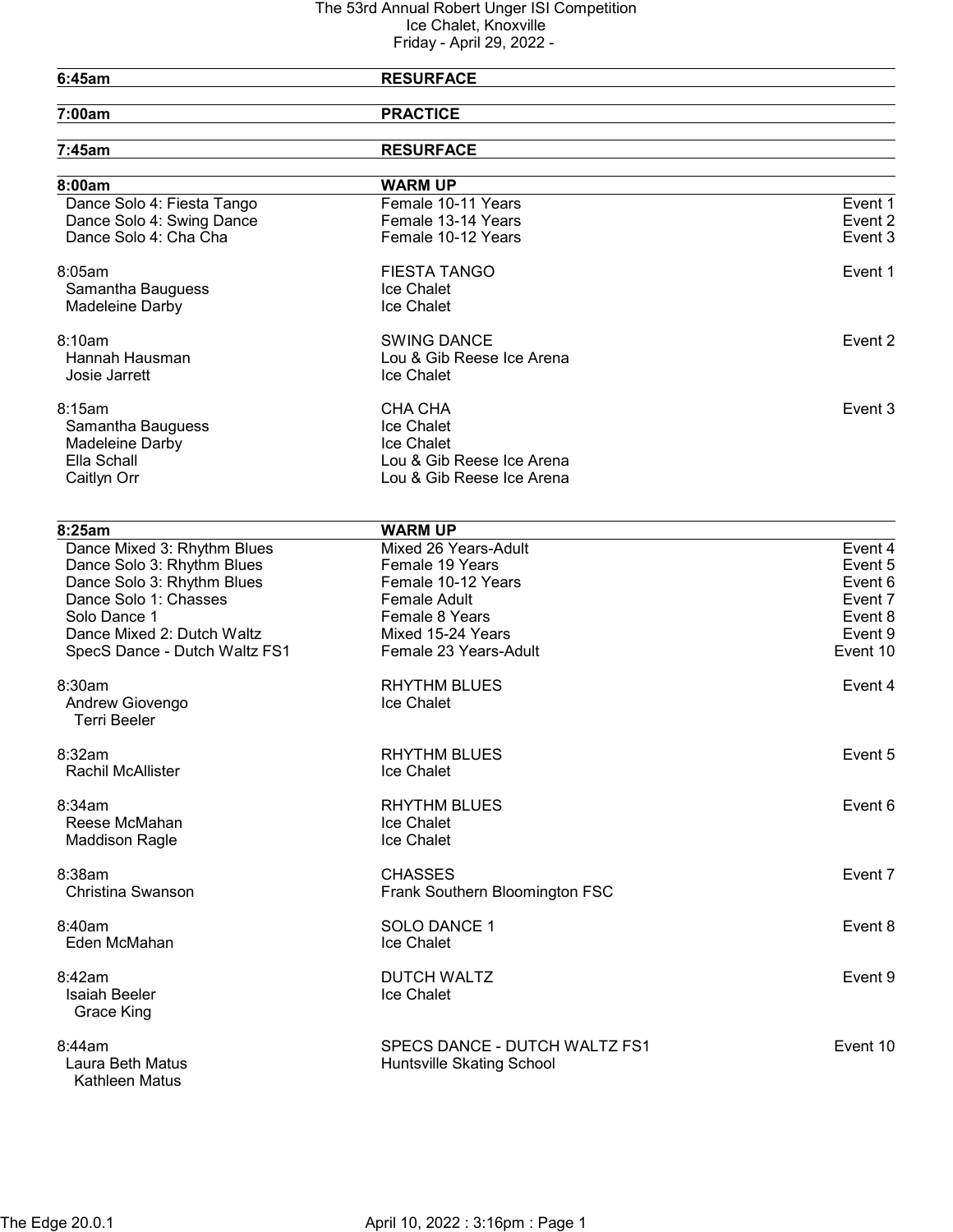# The 53rd Annual Robert Unger ISI Competition

Ice Chalet, Knoxville

Friday - April 29, 2022 -

| | | |
|---|---|---|
| **6:45am** | **RESURFACE** | |
| **7:00am** | **PRACTICE** | |
| **7:45am** | **RESURFACE** | |
| **8:00am** | **WARM UP** | |
| Dance Solo 4: Fiesta Tango | Female 10-11 Years | Event 1 |
| Dance Solo 4: Swing Dance | Female 13-14 Years | Event 2 |
| Dance Solo 4: Cha Cha | Female 10-12 Years | Event 3 |
| 8:05am | FIESTA TANGO | Event 1 |
| Samantha Bauguess | Ice Chalet | |
| Madeleine Darby | Ice Chalet | |
| 8:10am | SWING DANCE | Event 2 |
| Hannah Hausman | Lou & Gib Reese Ice Arena | |
| Josie Jarrett | Ice Chalet | |
| 8:15am | CHA CHA | Event 3 |
| Samantha Bauguess | Ice Chalet | |
| Madeleine Darby | Ice Chalet | |
| Ella Schall | Lou & Gib Reese Ice Arena | |
| Caitlyn Orr | Lou & Gib Reese Ice Arena | |
| **8:25am** | **WARM UP** | |
| Dance Mixed 3: Rhythm Blues | Mixed 26 Years-Adult | Event 4 |
| Dance Solo 3: Rhythm Blues | Female 19 Years | Event 5 |
| Dance Solo 3: Rhythm Blues | Female 10-12 Years | Event 6 |
| Dance Solo 1: Chasses | Female Adult | Event 7 |
| Solo Dance 1 | Female 8 Years | Event 8 |
| Dance Mixed 2: Dutch Waltz | Mixed 15-24 Years | Event 9 |
| SpecS Dance - Dutch Waltz FS1 | Female 23 Years-Adult | Event 10 |
| 8:30am | RHYTHM BLUES | Event 4 |
| Andrew Giovengo | Ice Chalet | |
| Terri Beeler | | |
| 8:32am | RHYTHM BLUES | Event 5 |
| Rachil McAllister | Ice Chalet | |
| 8:34am | RHYTHM BLUES | Event 6 |
| Reese McMahan | Ice Chalet | |
| Maddison Ragle | Ice Chalet | |
| 8:38am | CHASSES | Event 7 |
| Christina Swanson | Frank Southern Bloomington FSC | |
| 8:40am | SOLO DANCE 1 | Event 8 |
| Eden McMahan | Ice Chalet | |
| 8:42am | DUTCH WALTZ | Event 9 |
| Isaiah Beeler | Ice Chalet | |
| Grace King | | |
| 8:44am | SPECS DANCE - DUTCH WALTZ FS1 | Event 10 |
| Laura Beth Matus | Huntsville Skating School | |
| Kathleen Matus | | |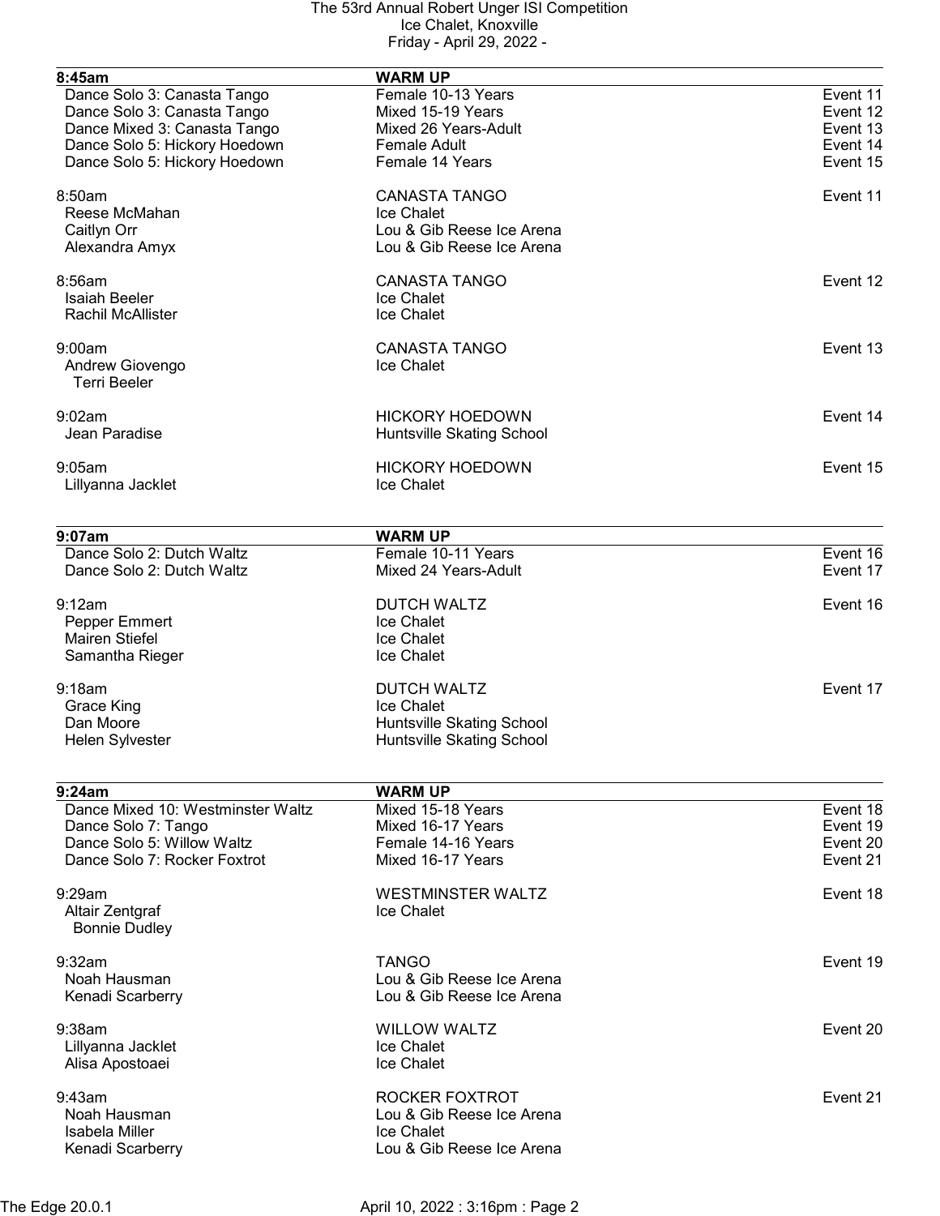# The 53rd Annual Robert Unger ISI Competition
Ice Chalet, Knoxville
Friday - April 29, 2022 -

| **8:45am** | **WARM UP** | |
|---|---|---|
| Dance Solo 3: Canasta Tango | Female 10-13 Years | Event 11 |
| Dance Solo 3: Canasta Tango | Mixed 15-19 Years | Event 12 |
| Dance Mixed 3: Canasta Tango | Mixed 26 Years-Adult | Event 13 |
| Dance Solo 5: Hickory Hoedown | Female Adult | Event 14 |
| Dance Solo 5: Hickory Hoedown | Female 14 Years | Event 15 |

| 8:50am | CANASTA TANGO | Event 11 |
|---|---|---|
| Reese McMahan | Ice Chalet | |
| Caitlyn Orr | Lou & Gib Reese Ice Arena | |
| Alexandra Amyx | Lou & Gib Reese Ice Arena | |

| 8:56am | CANASTA TANGO | Event 12 |
|---|---|---|
| Isaiah Beeler | Ice Chalet | |
| Rachil McAllister | Ice Chalet | |

| 9:00am | CANASTA TANGO | Event 13 |
|---|---|---|
| Andrew Giovengo / Terri Beeler | Ice Chalet | |

| 9:02am | HICKORY HOEDOWN | Event 14 |
|---|---|---|
| Jean Paradise | Huntsville Skating School | |

| 9:05am | HICKORY HOEDOWN | Event 15 |
|---|---|---|
| Lillyanna Jacklet | Ice Chalet | |

| **9:07am** | **WARM UP** | |
|---|---|---|
| Dance Solo 2: Dutch Waltz | Female 10-11 Years | Event 16 |
| Dance Solo 2: Dutch Waltz | Mixed 24 Years-Adult | Event 17 |

| 9:12am | DUTCH WALTZ | Event 16 |
|---|---|---|
| Pepper Emmert | Ice Chalet | |
| Mairen Stiefel | Ice Chalet | |
| Samantha Rieger | Ice Chalet | |

| 9:18am | DUTCH WALTZ | Event 17 |
|---|---|---|
| Grace King | Ice Chalet | |
| Dan Moore | Huntsville Skating School | |
| Helen Sylvester | Huntsville Skating School | |

| **9:24am** | **WARM UP** | |
|---|---|---|
| Dance Mixed 10: Westminster Waltz | Mixed 15-18 Years | Event 18 |
| Dance Solo 7: Tango | Mixed 16-17 Years | Event 19 |
| Dance Solo 5: Willow Waltz | Female 14-16 Years | Event 20 |
| Dance Solo 7: Rocker Foxtrot | Mixed 16-17 Years | Event 21 |

| 9:29am | WESTMINSTER WALTZ | Event 18 |
|---|---|---|
| Altair Zentgraf / Bonnie Dudley | Ice Chalet | |

| 9:32am | TANGO | Event 19 |
|---|---|---|
| Noah Hausman | Lou & Gib Reese Ice Arena | |
| Kenadi Scarberry | Lou & Gib Reese Ice Arena | |

| 9:38am | WILLOW WALTZ | Event 20 |
|---|---|---|
| Lillyanna Jacklet | Ice Chalet | |
| Alisa Apostoaei | Ice Chalet | |

| 9:43am | ROCKER FOXTROT | Event 21 |
|---|---|---|
| Noah Hausman | Lou & Gib Reese Ice Arena | |
| Isabela Miller | Ice Chalet | |
| Kenadi Scarberry | Lou & Gib Reese Ice Arena | |

The Edge 20.0.1 April 10, 2022 : 3:16pm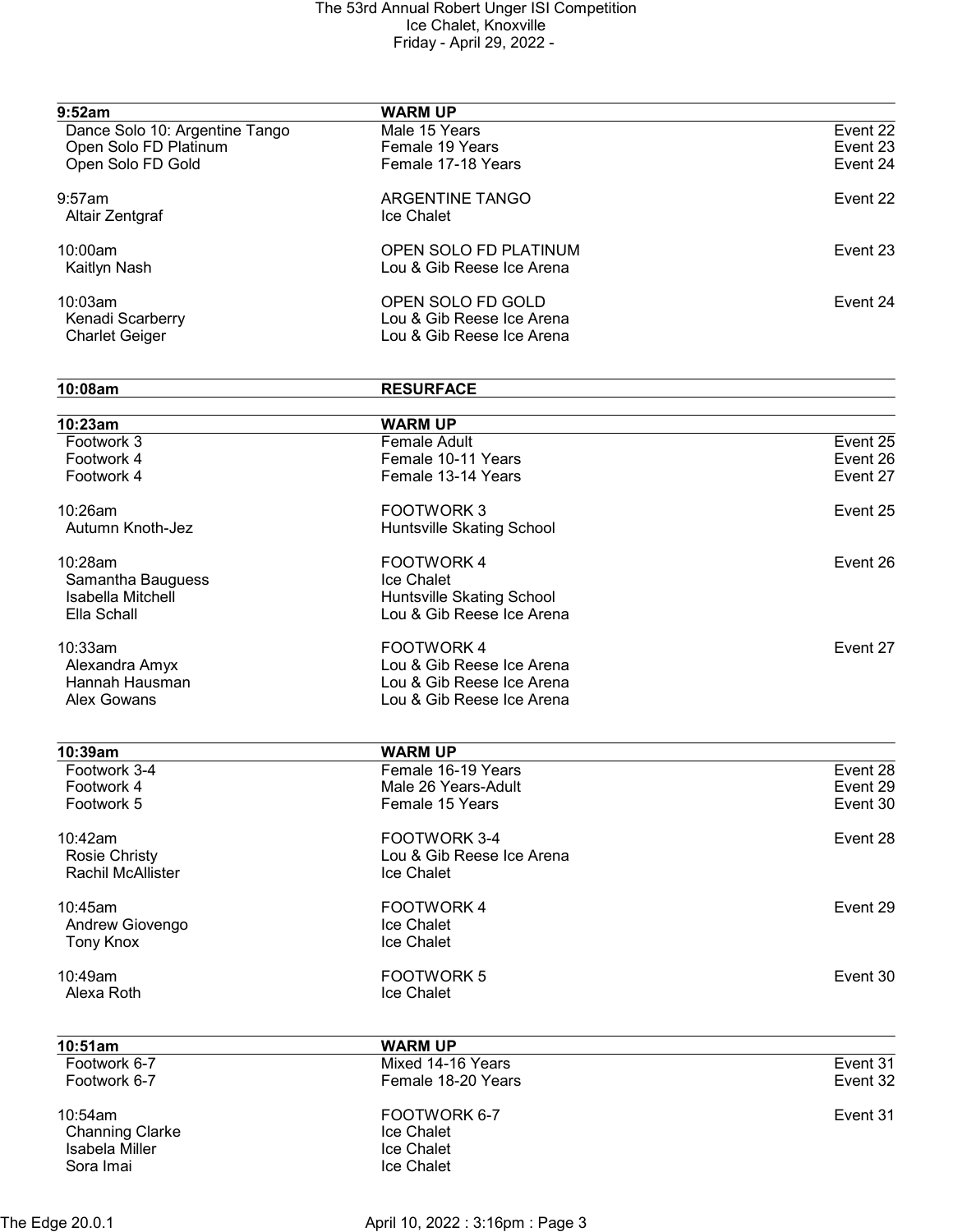| 9:52am | WARM UP | |
|---|---|---|
| Dance Solo 10: Argentine Tango | Male 15 Years | Event 22 |
| Open Solo FD Platinum | Female 19 Years | Event 23 |
| Open Solo FD Gold | Female 17-18 Years | Event 24 |

| 9:57am | ARGENTINE TANGO | Event 22 |
|---|---|---|
| Altair Zentgraf | Ice Chalet | |

| 10:00am | OPEN SOLO FD PLATINUM | Event 23 |
|---|---|---|
| Kaitlyn Nash | Lou & Gib Reese Ice Arena | |

| 10:03am | OPEN SOLO FD GOLD | Event 24 |
|---|---|---|
| Kenadi Scarberry | Lou & Gib Reese Ice Arena | |
| Charlet Geiger | Lou & Gib Reese Ice Arena | |

| 10:08am | RESURFACE | |
|---|---|---|

| 10:23am | WARM UP | |
|---|---|---|
| Footwork 3 | Female Adult | Event 25 |
| Footwork 4 | Female 10-11 Years | Event 26 |
| Footwork 4 | Female 13-14 Years | Event 27 |

| 10:26am | FOOTWORK 3 | Event 25 |
|---|---|---|
| Autumn Knoth-Jez | Huntsville Skating School | |

| 10:28am | FOOTWORK 4 | Event 26 |
|---|---|---|
| Samantha Bauguess | Ice Chalet | |
| Isabella Mitchell | Huntsville Skating School | |
| Ella Schall | Lou & Gib Reese Ice Arena | |

| 10:33am | FOOTWORK 4 | Event 27 |
|---|---|---|
| Alexandra Amyx | Lou & Gib Reese Ice Arena | |
| Hannah Hausman | Lou & Gib Reese Ice Arena | |
| Alex Gowans | Lou & Gib Reese Ice Arena | |

| 10:39am | WARM UP | |
|---|---|---|
| Footwork 3-4 | Female 16-19 Years | Event 28 |
| Footwork 4 | Male 26 Years-Adult | Event 29 |
| Footwork 5 | Female 15 Years | Event 30 |

| 10:42am | FOOTWORK 3-4 | Event 28 |
|---|---|---|
| Rosie Christy | Lou & Gib Reese Ice Arena | |
| Rachil McAllister | Ice Chalet | |

| 10:45am | FOOTWORK 4 | Event 29 |
|---|---|---|
| Andrew Giovengo | Ice Chalet | |
| Tony Knox | Ice Chalet | |

| 10:49am | FOOTWORK 5 | Event 30 |
|---|---|---|
| Alexa Roth | Ice Chalet | |

| 10:51am | WARM UP | |
|---|---|---|
| Footwork 6-7 | Mixed 14-16 Years | Event 31 |
| Footwork 6-7 | Female 18-20 Years | Event 32 |

| 10:54am | FOOTWORK 6-7 | Event 31 |
|---|---|---|
| Channing Clarke | Ice Chalet | |
| Isabela Miller | Ice Chalet | |
| Sora Imai | Ice Chalet | |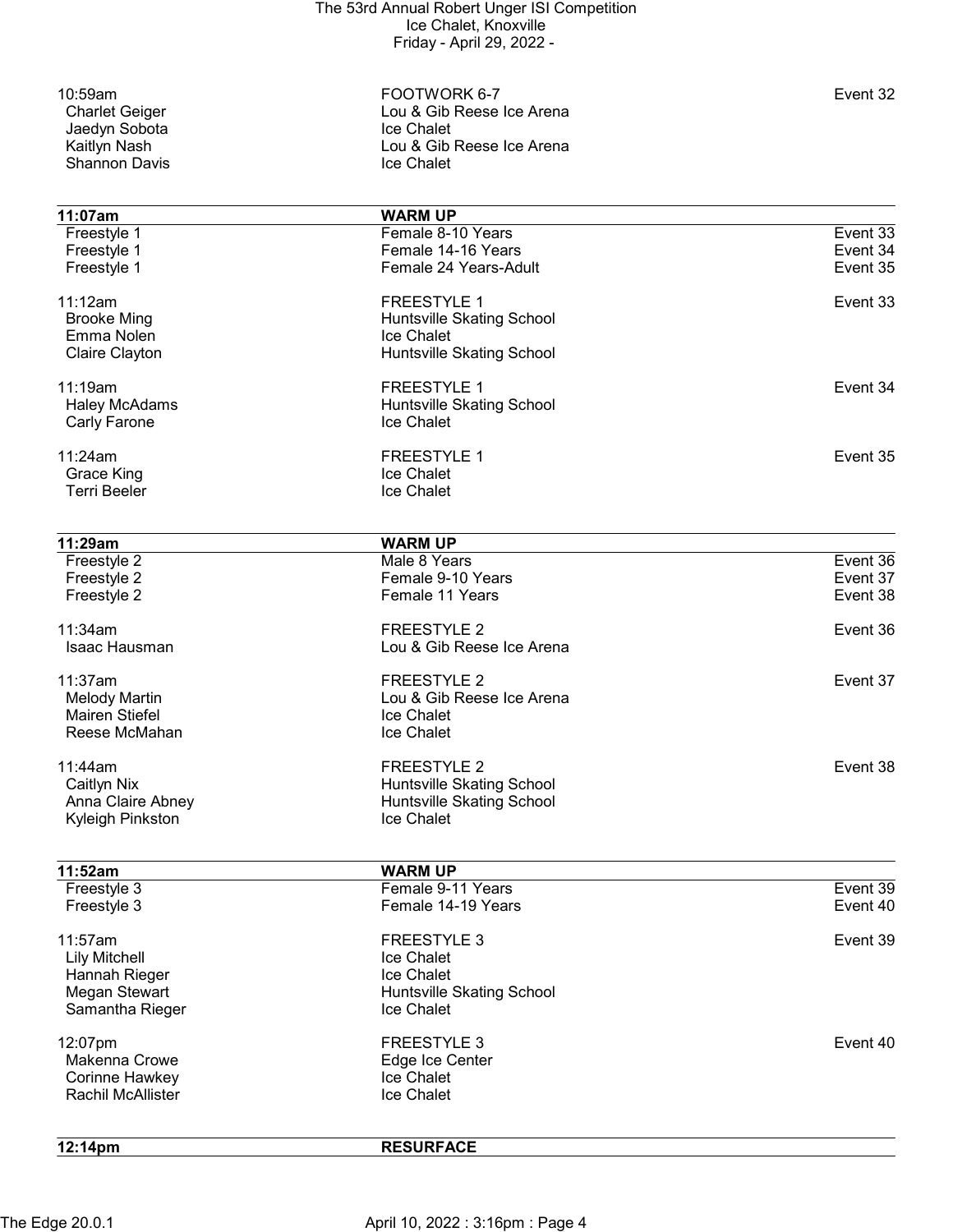| | | |
|---|---|---|
| 10:59am | FOOTWORK 6-7 | Event 32 |
| Charlet Geiger | Lou & Gib Reese Ice Arena | |
| Jaedyn Sobota | Ice Chalet | |
| Kaitlyn Nash | Lou & Gib Reese Ice Arena | |
| Shannon Davis | Ice Chalet | |

| **11:07am** | **WARM UP** | |
|---|---|---|
| Freestyle 1 | Female 8-10 Years | Event 33 |
| Freestyle 1 | Female 14-16 Years | Event 34 |
| Freestyle 1 | Female 24 Years-Adult | Event 35 |
| | | |
| 11:12am | FREESTYLE 1 | Event 33 |
| Brooke Ming | Huntsville Skating School | |
| Emma Nolen | Ice Chalet | |
| Claire Clayton | Huntsville Skating School | |
| | | |
| 11:19am | FREESTYLE 1 | Event 34 |
| Haley McAdams | Huntsville Skating School | |
| Carly Farone | Ice Chalet | |
| | | |
| 11:24am | FREESTYLE 1 | Event 35 |
| Grace King | Ice Chalet | |
| Terri Beeler | Ice Chalet | |

| **11:29am** | **WARM UP** | |
|---|---|---|
| Freestyle 2 | Male 8 Years | Event 36 |
| Freestyle 2 | Female 9-10 Years | Event 37 |
| Freestyle 2 | Female 11 Years | Event 38 |
| | | |
| 11:34am | FREESTYLE 2 | Event 36 |
| Isaac Hausman | Lou & Gib Reese Ice Arena | |
| | | |
| 11:37am | FREESTYLE 2 | Event 37 |
| Melody Martin | Lou & Gib Reese Ice Arena | |
| Mairen Stiefel | Ice Chalet | |
| Reese McMahan | Ice Chalet | |
| | | |
| 11:44am | FREESTYLE 2 | Event 38 |
| Caitlyn Nix | Huntsville Skating School | |
| Anna Claire Abney | Huntsville Skating School | |
| Kyleigh Pinkston | Ice Chalet | |

| **11:52am** | **WARM UP** | |
|---|---|---|
| Freestyle 3 | Female 9-11 Years | Event 39 |
| Freestyle 3 | Female 14-19 Years | Event 40 |
| | | |
| 11:57am | FREESTYLE 3 | Event 39 |
| Lily Mitchell | Ice Chalet | |
| Hannah Rieger | Ice Chalet | |
| Megan Stewart | Huntsville Skating School | |
| Samantha Rieger | Ice Chalet | |
| | | |
| 12:07pm | FREESTYLE 3 | Event 40 |
| Makenna Crowe | Edge Ice Center | |
| Corinne Hawkey | Ice Chalet | |
| Rachil McAllister | Ice Chalet | |

| **12:14pm** | **RESURFACE** | |
|---|---|---|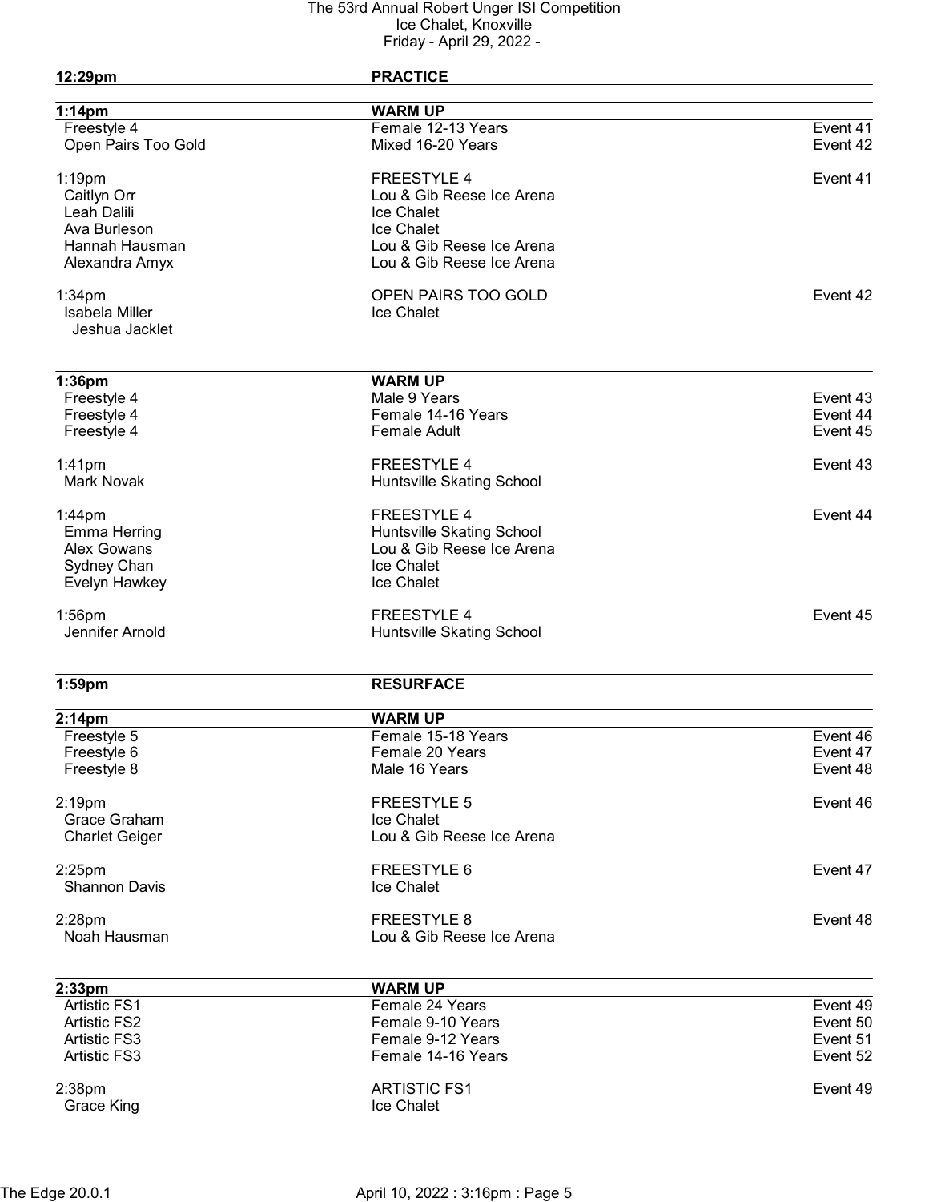| Time | Event | |
|---|---|---|
| **12:29pm** | **PRACTICE** | |
| **1:14pm** | **WARM UP** | |
| Freestyle 4 | Female 12-13 Years | Event 41 |
| Open Pairs Too Gold | Mixed 16-20 Years | Event 42 |
| 1:19pm | FREESTYLE 4 | Event 41 |
| Caitlyn Orr | Lou & Gib Reese Ice Arena | |
| Leah Dalili | Ice Chalet | |
| Ava Burleson | Ice Chalet | |
| Hannah Hausman | Lou & Gib Reese Ice Arena | |
| Alexandra Amyx | Lou & Gib Reese Ice Arena | |
| 1:34pm | OPEN PAIRS TOO GOLD | Event 42 |
| Isabela Miller | Ice Chalet | |
| Jeshua Jacklet | | |
| **1:36pm** | **WARM UP** | |
| Freestyle 4 | Male 9 Years | Event 43 |
| Freestyle 4 | Female 14-16 Years | Event 44 |
| Freestyle 4 | Female Adult | Event 45 |
| 1:41pm | FREESTYLE 4 | Event 43 |
| Mark Novak | Huntsville Skating School | |
| 1:44pm | FREESTYLE 4 | Event 44 |
| Emma Herring | Huntsville Skating School | |
| Alex Gowans | Lou & Gib Reese Ice Arena | |
| Sydney Chan | Ice Chalet | |
| Evelyn Hawkey | Ice Chalet | |
| 1:56pm | FREESTYLE 4 | Event 45 |
| Jennifer Arnold | Huntsville Skating School | |
| **1:59pm** | **RESURFACE** | |
| **2:14pm** | **WARM UP** | |
| Freestyle 5 | Female 15-18 Years | Event 46 |
| Freestyle 6 | Female 20 Years | Event 47 |
| Freestyle 8 | Male 16 Years | Event 48 |
| 2:19pm | FREESTYLE 5 | Event 46 |
| Grace Graham | Ice Chalet | |
| Charlet Geiger | Lou & Gib Reese Ice Arena | |
| 2:25pm | FREESTYLE 6 | Event 47 |
| Shannon Davis | Ice Chalet | |
| 2:28pm | FREESTYLE 8 | Event 48 |
| Noah Hausman | Lou & Gib Reese Ice Arena | |
| **2:33pm** | **WARM UP** | |
| Artistic FS1 | Female 24 Years | Event 49 |
| Artistic FS2 | Female 9-10 Years | Event 50 |
| Artistic FS3 | Female 9-12 Years | Event 51 |
| Artistic FS3 | Female 14-16 Years | Event 52 |
| 2:38pm | ARTISTIC FS1 | Event 49 |
| Grace King | Ice Chalet | |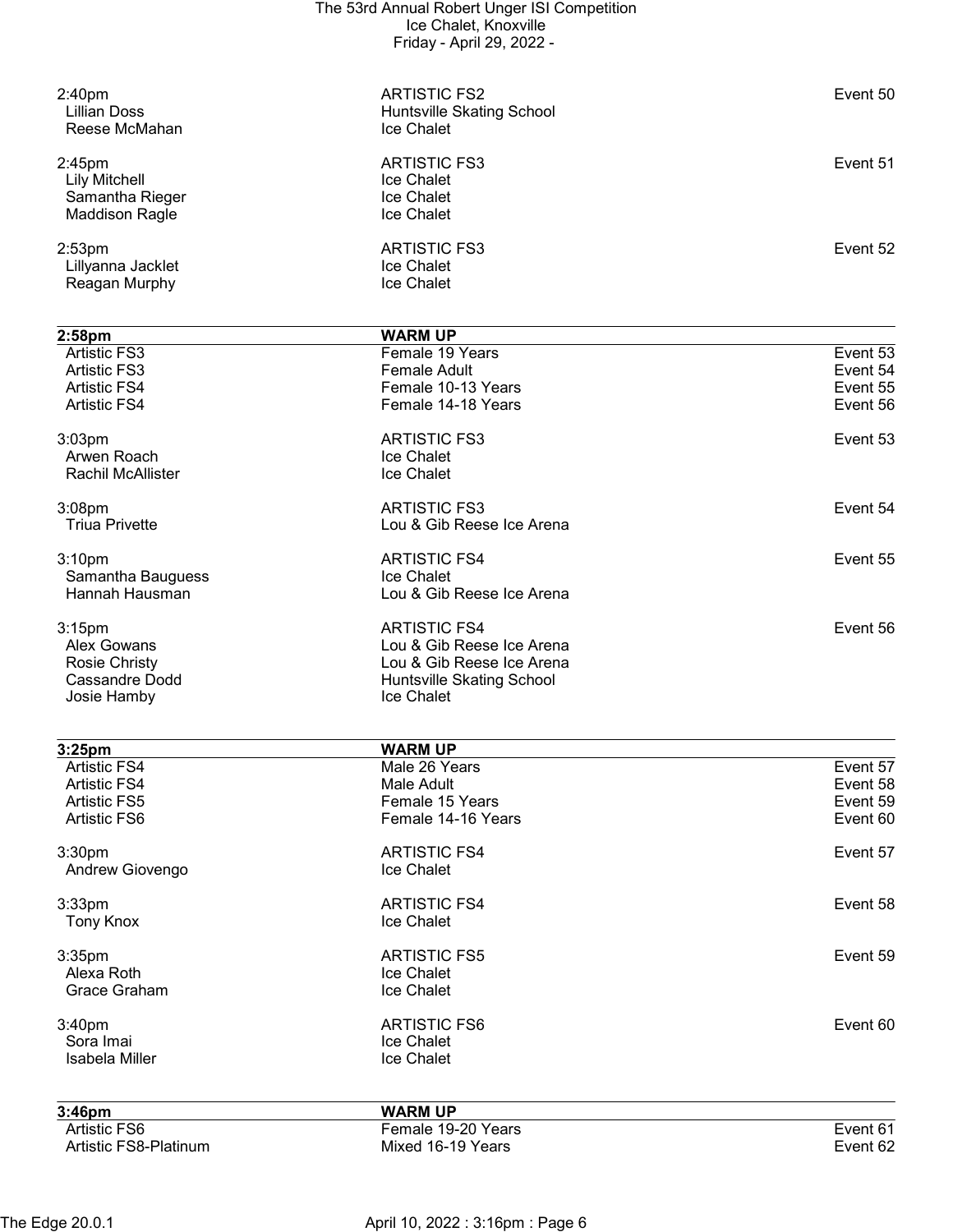| | | |
|---|---|---|
| 2:40pm | ARTISTIC FS2 | Event 50 |
| Lillian Doss | Huntsville Skating School | |
| Reese McMahan | Ice Chalet | |
| | | |
| 2:45pm | ARTISTIC FS3 | Event 51 |
| Lily Mitchell | Ice Chalet | |
| Samantha Rieger | Ice Chalet | |
| Maddison Ragle | Ice Chalet | |
| | | |
| 2:53pm | ARTISTIC FS3 | Event 52 |
| Lillyanna Jacklet | Ice Chalet | |
| Reagan Murphy | Ice Chalet | |

| **2:58pm** | **WARM UP** | |
|---|---|---|
| Artistic FS3 | Female 19 Years | Event 53 |
| Artistic FS3 | Female Adult | Event 54 |
| Artistic FS4 | Female 10-13 Years | Event 55 |
| Artistic FS4 | Female 14-18 Years | Event 56 |
| | | |
| 3:03pm | ARTISTIC FS3 | Event 53 |
| Arwen Roach | Ice Chalet | |
| Rachil McAllister | Ice Chalet | |
| | | |
| 3:08pm | ARTISTIC FS3 | Event 54 |
| Triua Privette | Lou & Gib Reese Ice Arena | |
| | | |
| 3:10pm | ARTISTIC FS4 | Event 55 |
| Samantha Bauguess | Ice Chalet | |
| Hannah Hausman | Lou & Gib Reese Ice Arena | |
| | | |
| 3:15pm | ARTISTIC FS4 | Event 56 |
| Alex Gowans | Lou & Gib Reese Ice Arena | |
| Rosie Christy | Lou & Gib Reese Ice Arena | |
| Cassandre Dodd | Huntsville Skating School | |
| Josie Hamby | Ice Chalet | |

| **3:25pm** | **WARM UP** | |
|---|---|---|
| Artistic FS4 | Male 26 Years | Event 57 |
| Artistic FS4 | Male Adult | Event 58 |
| Artistic FS5 | Female 15 Years | Event 59 |
| Artistic FS6 | Female 14-16 Years | Event 60 |
| | | |
| 3:30pm | ARTISTIC FS4 | Event 57 |
| Andrew Giovengo | Ice Chalet | |
| | | |
| 3:33pm | ARTISTIC FS4 | Event 58 |
| Tony Knox | Ice Chalet | |
| | | |
| 3:35pm | ARTISTIC FS5 | Event 59 |
| Alexa Roth | Ice Chalet | |
| Grace Graham | Ice Chalet | |
| | | |
| 3:40pm | ARTISTIC FS6 | Event 60 |
| Sora Imai | Ice Chalet | |
| Isabela Miller | Ice Chalet | |

| **3:46pm** | **WARM UP** | |
|---|---|---|
| Artistic FS6 | Female 19-20 Years | Event 61 |
| Artistic FS8-Platinum | Mixed 16-19 Years | Event 62 |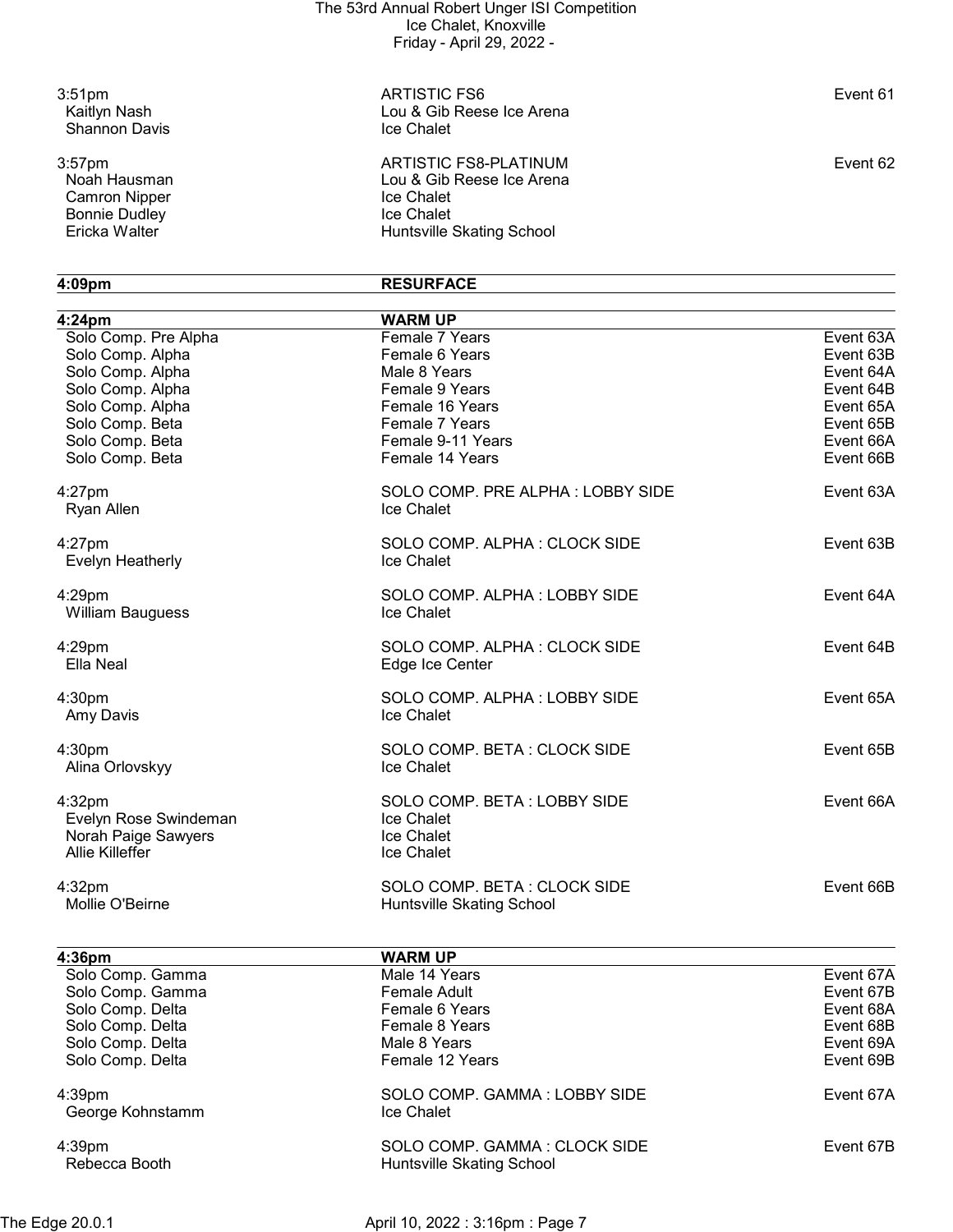| Time / Skater | Event / Club | Event # |
|---|---|---|
| 3:51pm | ARTISTIC FS6 | Event 61 |
| Kaitlyn Nash | Lou & Gib Reese Ice Arena | |
| Shannon Davis | Ice Chalet | |
| 3:57pm | ARTISTIC FS8-PLATINUM | Event 62 |
| Noah Hausman | Lou & Gib Reese Ice Arena | |
| Camron Nipper | Ice Chalet | |
| Bonnie Dudley | Ice Chalet | |
| Ericka Walter | Huntsville Skating School | |
| **4:09pm** | **RESURFACE** | |
| **4:24pm** | **WARM UP** | |
| Solo Comp. Pre Alpha | Female 7 Years | Event 63A |
| Solo Comp. Alpha | Female 6 Years | Event 63B |
| Solo Comp. Alpha | Male 8 Years | Event 64A |
| Solo Comp. Alpha | Female 9 Years | Event 64B |
| Solo Comp. Alpha | Female 16 Years | Event 65A |
| Solo Comp. Beta | Female 7 Years | Event 65B |
| Solo Comp. Beta | Female 9-11 Years | Event 66A |
| Solo Comp. Beta | Female 14 Years | Event 66B |
| 4:27pm | SOLO COMP. PRE ALPHA : LOBBY SIDE | Event 63A |
| Ryan Allen | Ice Chalet | |
| 4:27pm | SOLO COMP. ALPHA : CLOCK SIDE | Event 63B |
| Evelyn Heatherly | Ice Chalet | |
| 4:29pm | SOLO COMP. ALPHA : LOBBY SIDE | Event 64A |
| William Bauguess | Ice Chalet | |
| 4:29pm | SOLO COMP. ALPHA : CLOCK SIDE | Event 64B |
| Ella Neal | Edge Ice Center | |
| 4:30pm | SOLO COMP. ALPHA : LOBBY SIDE | Event 65A |
| Amy Davis | Ice Chalet | |
| 4:30pm | SOLO COMP. BETA : CLOCK SIDE | Event 65B |
| Alina Orlovskyy | Ice Chalet | |
| 4:32pm | SOLO COMP. BETA : LOBBY SIDE | Event 66A |
| Evelyn Rose Swindeman | Ice Chalet | |
| Norah Paige Sawyers | Ice Chalet | |
| Allie Killeffer | Ice Chalet | |
| 4:32pm | SOLO COMP. BETA : CLOCK SIDE | Event 66B |
| Mollie O'Beirne | Huntsville Skating School | |
| **4:36pm** | **WARM UP** | |
| Solo Comp. Gamma | Male 14 Years | Event 67A |
| Solo Comp. Gamma | Female Adult | Event 67B |
| Solo Comp. Delta | Female 6 Years | Event 68A |
| Solo Comp. Delta | Female 8 Years | Event 68B |
| Solo Comp. Delta | Male 8 Years | Event 69A |
| Solo Comp. Delta | Female 12 Years | Event 69B |
| 4:39pm | SOLO COMP. GAMMA : LOBBY SIDE | Event 67A |
| George Kohnstamm | Ice Chalet | |
| 4:39pm | SOLO COMP. GAMMA : CLOCK SIDE | Event 67B |
| Rebecca Booth | Huntsville Skating School | |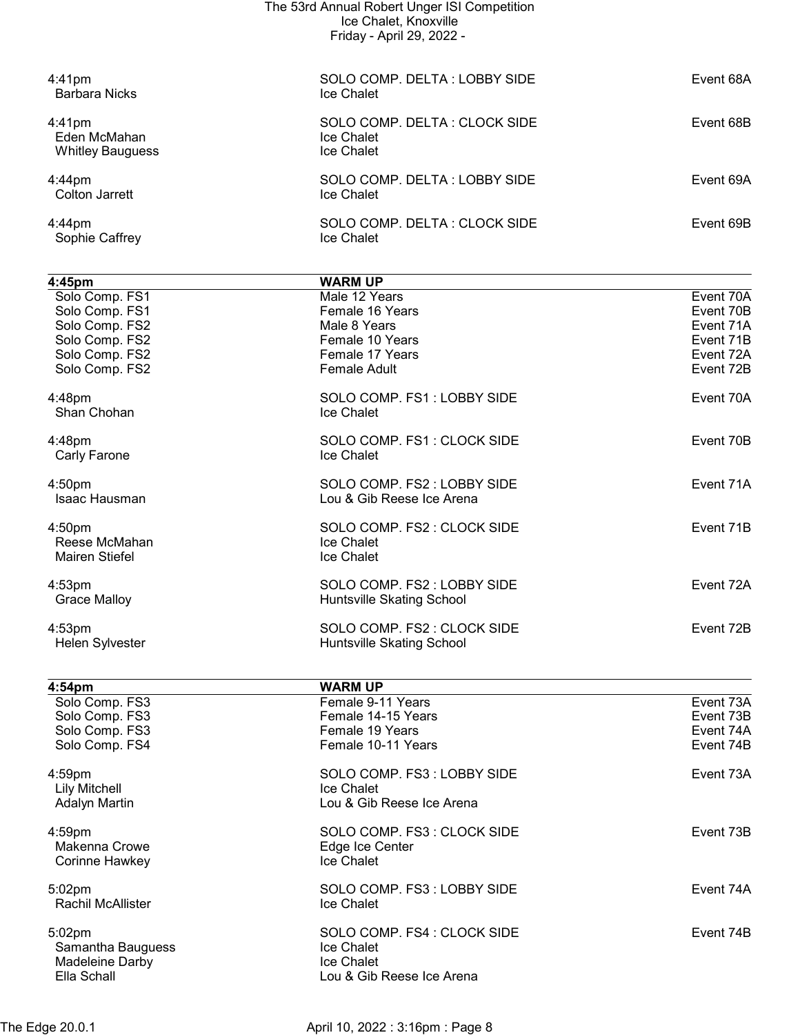| Time / Skater | Event / Club | Event # |
|---|---|---|
| 4:41pm | SOLO COMP. DELTA : LOBBY SIDE | Event 68A |
| Barbara Nicks | Ice Chalet | |
| 4:41pm | SOLO COMP. DELTA : CLOCK SIDE | Event 68B |
| Eden McMahan | Ice Chalet | |
| Whitley Bauguess | Ice Chalet | |
| 4:44pm | SOLO COMP. DELTA : LOBBY SIDE | Event 69A |
| Colton Jarrett | Ice Chalet | |
| 4:44pm | SOLO COMP. DELTA : CLOCK SIDE | Event 69B |
| Sophie Caffrey | Ice Chalet | |

| **4:45pm** | **WARM UP** | |
|---|---|---|
| Solo Comp. FS1 | Male 12 Years | Event 70A |
| Solo Comp. FS1 | Female 16 Years | Event 70B |
| Solo Comp. FS2 | Male 8 Years | Event 71A |
| Solo Comp. FS2 | Female 10 Years | Event 71B |
| Solo Comp. FS2 | Female 17 Years | Event 72A |
| Solo Comp. FS2 | Female Adult | Event 72B |

| Time / Skater | Event / Club | Event # |
|---|---|---|
| 4:48pm | SOLO COMP. FS1 : LOBBY SIDE | Event 70A |
| Shan Chohan | Ice Chalet | |
| 4:48pm | SOLO COMP. FS1 : CLOCK SIDE | Event 70B |
| Carly Farone | Ice Chalet | |
| 4:50pm | SOLO COMP. FS2 : LOBBY SIDE | Event 71A |
| Isaac Hausman | Lou & Gib Reese Ice Arena | |
| 4:50pm | SOLO COMP. FS2 : CLOCK SIDE | Event 71B |
| Reese McMahan | Ice Chalet | |
| Mairen Stiefel | Ice Chalet | |
| 4:53pm | SOLO COMP. FS2 : LOBBY SIDE | Event 72A |
| Grace Malloy | Huntsville Skating School | |
| 4:53pm | SOLO COMP. FS2 : CLOCK SIDE | Event 72B |
| Helen Sylvester | Huntsville Skating School | |

| **4:54pm** | **WARM UP** | |
|---|---|---|
| Solo Comp. FS3 | Female 9-11 Years | Event 73A |
| Solo Comp. FS3 | Female 14-15 Years | Event 73B |
| Solo Comp. FS3 | Female 19 Years | Event 74A |
| Solo Comp. FS4 | Female 10-11 Years | Event 74B |

| Time / Skater | Event / Club | Event # |
|---|---|---|
| 4:59pm | SOLO COMP. FS3 : LOBBY SIDE | Event 73A |
| Lily Mitchell | Ice Chalet | |
| Adalyn Martin | Lou & Gib Reese Ice Arena | |
| 4:59pm | SOLO COMP. FS3 : CLOCK SIDE | Event 73B |
| Makenna Crowe | Edge Ice Center | |
| Corinne Hawkey | Ice Chalet | |
| 5:02pm | SOLO COMP. FS3 : LOBBY SIDE | Event 74A |
| Rachil McAllister | Ice Chalet | |
| 5:02pm | SOLO COMP. FS4 : CLOCK SIDE | Event 74B |
| Samantha Bauguess | Ice Chalet | |
| Madeleine Darby | Ice Chalet | |
| Ella Schall | Lou & Gib Reese Ice Arena | |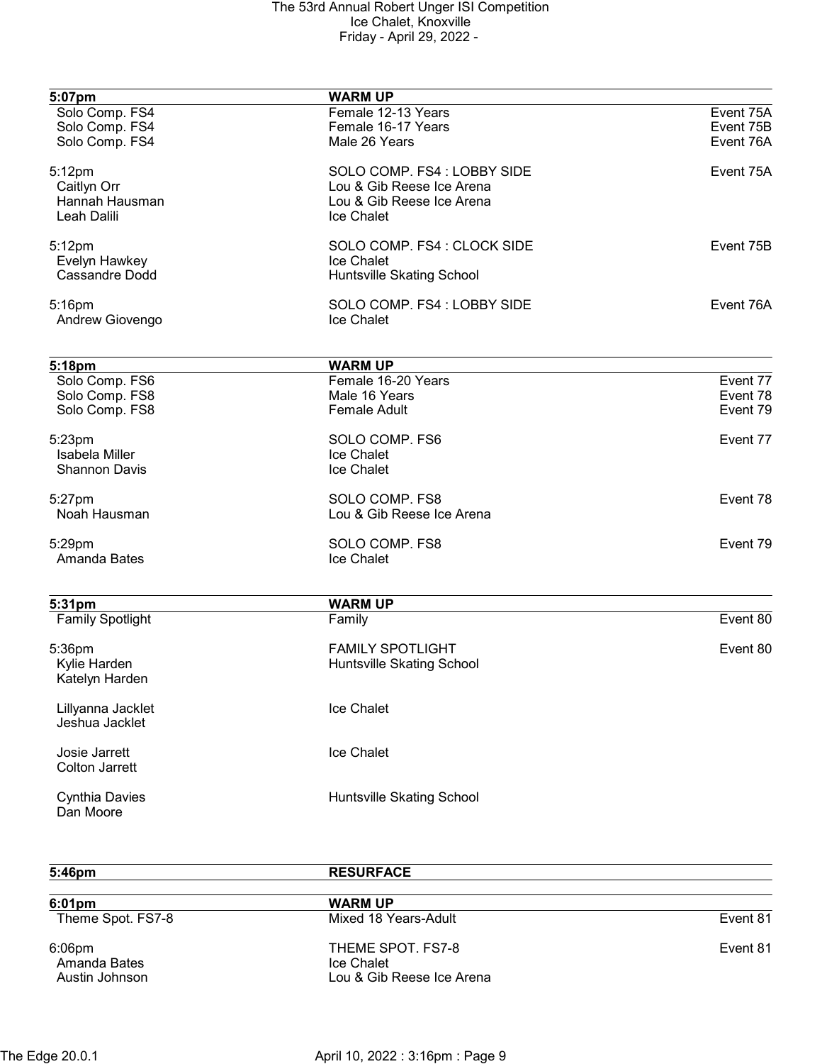| 5:07pm | WARM UP | |
|---|---|---|
| Solo Comp. FS4 | Female 12-13 Years | Event 75A |
| Solo Comp. FS4 | Female 16-17 Years | Event 75B |
| Solo Comp. FS4 | Male 26 Years | Event 76A |

| | | |
|---|---|---|
| 5:12pm | SOLO COMP. FS4 : LOBBY SIDE | Event 75A |
| Caitlyn Orr | Lou & Gib Reese Ice Arena | |
| Hannah Hausman | Lou & Gib Reese Ice Arena | |
| Leah Dalili | Ice Chalet | |

| | | |
|---|---|---|
| 5:12pm | SOLO COMP. FS4 : CLOCK SIDE | Event 75B |
| Evelyn Hawkey | Ice Chalet | |
| Cassandre Dodd | Huntsville Skating School | |

| | | |
|---|---|---|
| 5:16pm | SOLO COMP. FS4 : LOBBY SIDE | Event 76A |
| Andrew Giovengo | Ice Chalet | |

| 5:18pm | WARM UP | |
|---|---|---|
| Solo Comp. FS6 | Female 16-20 Years | Event 77 |
| Solo Comp. FS8 | Male 16 Years | Event 78 |
| Solo Comp. FS8 | Female Adult | Event 79 |

| | | |
|---|---|---|
| 5:23pm | SOLO COMP. FS6 | Event 77 |
| Isabela Miller | Ice Chalet | |
| Shannon Davis | Ice Chalet | |

| | | |
|---|---|---|
| 5:27pm | SOLO COMP. FS8 | Event 78 |
| Noah Hausman | Lou & Gib Reese Ice Arena | |

| | | |
|---|---|---|
| 5:29pm | SOLO COMP. FS8 | Event 79 |
| Amanda Bates | Ice Chalet | |

| 5:31pm | WARM UP | |
|---|---|---|
| Family Spotlight | Family | Event 80 |

| | | |
|---|---|---|
| 5:36pm | FAMILY SPOTLIGHT | Event 80 |
| Kylie Harden<br>Katelyn Harden | Huntsville Skating School | |
| Lillyanna Jacklet<br>Jeshua Jacklet | Ice Chalet | |
| Josie Jarrett<br>Colton Jarrett | Ice Chalet | |
| Cynthia Davies<br>Dan Moore | Huntsville Skating School | |

| 5:46pm | RESURFACE | |
|---|---|---|

| 6:01pm | WARM UP | |
|---|---|---|
| Theme Spot. FS7-8 | Mixed 18 Years-Adult | Event 81 |

| | | |
|---|---|---|
| 6:06pm | THEME SPOT. FS7-8 | Event 81 |
| Amanda Bates | Ice Chalet | |
| Austin Johnson | Lou & Gib Reese Ice Arena | |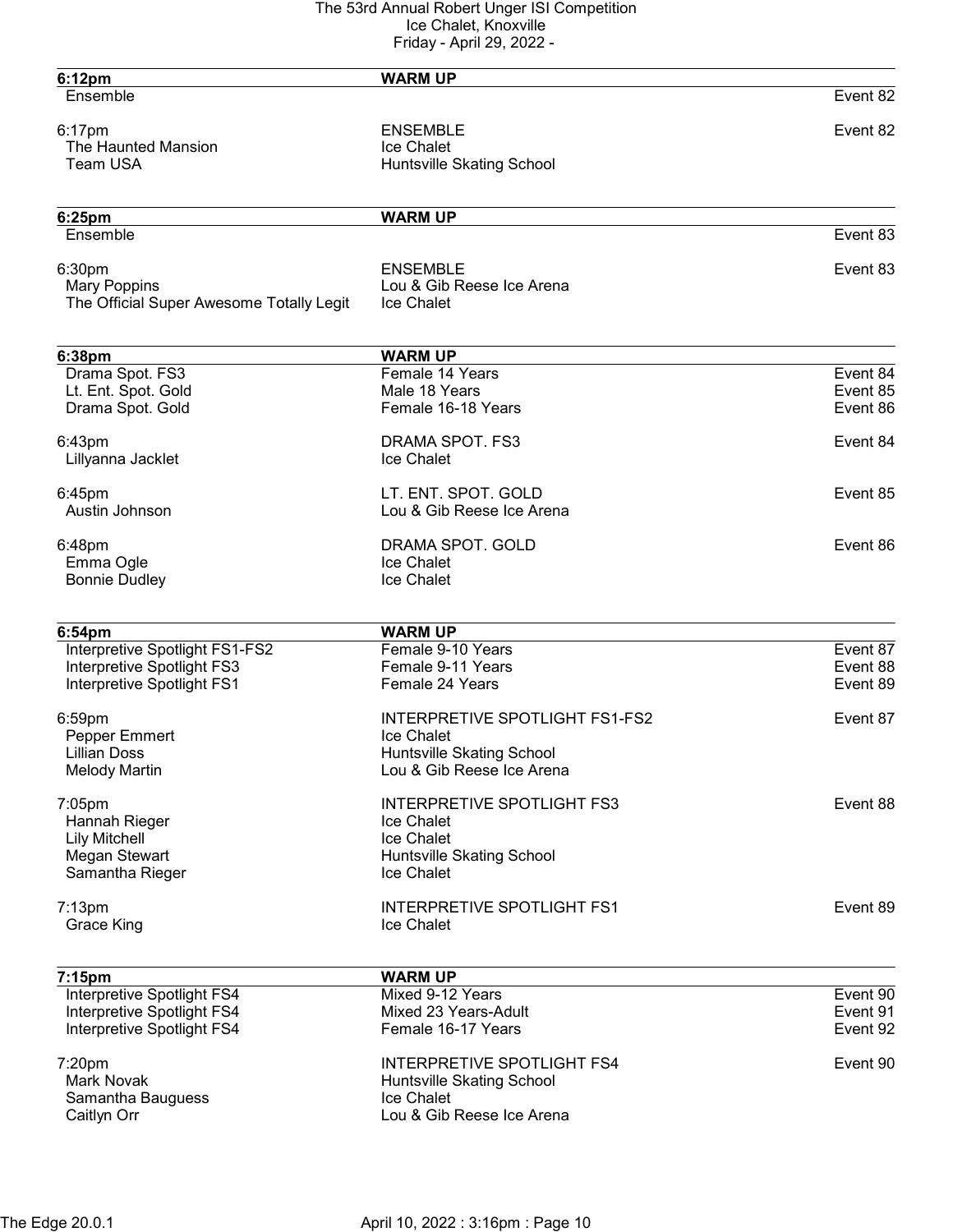The 53rd Annual Robert Unger ISI Competition
Ice Chalet, Knoxville
Friday - April 29, 2022 -

| **6:12pm** | **WARM UP** | |
|---|---|---|
| Ensemble | | Event 82 |
| | | |
| 6:17pm | ENSEMBLE | Event 82 |
| The Haunted Mansion | Ice Chalet | |
| Team USA | Huntsville Skating School | |

| **6:25pm** | **WARM UP** | |
|---|---|---|
| Ensemble | | Event 83 |
| | | |
| 6:30pm | ENSEMBLE | Event 83 |
| Mary Poppins | Lou & Gib Reese Ice Arena | |
| The Official Super Awesome Totally Legit | Ice Chalet | |

| **6:38pm** | **WARM UP** | |
|---|---|---|
| Drama Spot. FS3 | Female 14 Years | Event 84 |
| Lt. Ent. Spot. Gold | Male 18 Years | Event 85 |
| Drama Spot. Gold | Female 16-18 Years | Event 86 |
| | | |
| 6:43pm | DRAMA SPOT. FS3 | Event 84 |
| Lillyanna Jacklet | Ice Chalet | |
| | | |
| 6:45pm | LT. ENT. SPOT. GOLD | Event 85 |
| Austin Johnson | Lou & Gib Reese Ice Arena | |
| | | |
| 6:48pm | DRAMA SPOT. GOLD | Event 86 |
| Emma Ogle | Ice Chalet | |
| Bonnie Dudley | Ice Chalet | |

| **6:54pm** | **WARM UP** | |
|---|---|---|
| Interpretive Spotlight FS1-FS2 | Female 9-10 Years | Event 87 |
| Interpretive Spotlight FS3 | Female 9-11 Years | Event 88 |
| Interpretive Spotlight FS1 | Female 24 Years | Event 89 |
| | | |
| 6:59pm | INTERPRETIVE SPOTLIGHT FS1-FS2 | Event 87 |
| Pepper Emmert | Ice Chalet | |
| Lillian Doss | Huntsville Skating School | |
| Melody Martin | Lou & Gib Reese Ice Arena | |
| | | |
| 7:05pm | INTERPRETIVE SPOTLIGHT FS3 | Event 88 |
| Hannah Rieger | Ice Chalet | |
| Lily Mitchell | Ice Chalet | |
| Megan Stewart | Huntsville Skating School | |
| Samantha Rieger | Ice Chalet | |
| | | |
| 7:13pm | INTERPRETIVE SPOTLIGHT FS1 | Event 89 |
| Grace King | Ice Chalet | |

| **7:15pm** | **WARM UP** | |
|---|---|---|
| Interpretive Spotlight FS4 | Mixed 9-12 Years | Event 90 |
| Interpretive Spotlight FS4 | Mixed 23 Years-Adult | Event 91 |
| Interpretive Spotlight FS4 | Female 16-17 Years | Event 92 |
| | | |
| 7:20pm | INTERPRETIVE SPOTLIGHT FS4 | Event 90 |
| Mark Novak | Huntsville Skating School | |
| Samantha Bauguess | Ice Chalet | |
| Caitlyn Orr | Lou & Gib Reese Ice Arena | |

The Edge 20.0.1 April 10, 2022 : 3:16pm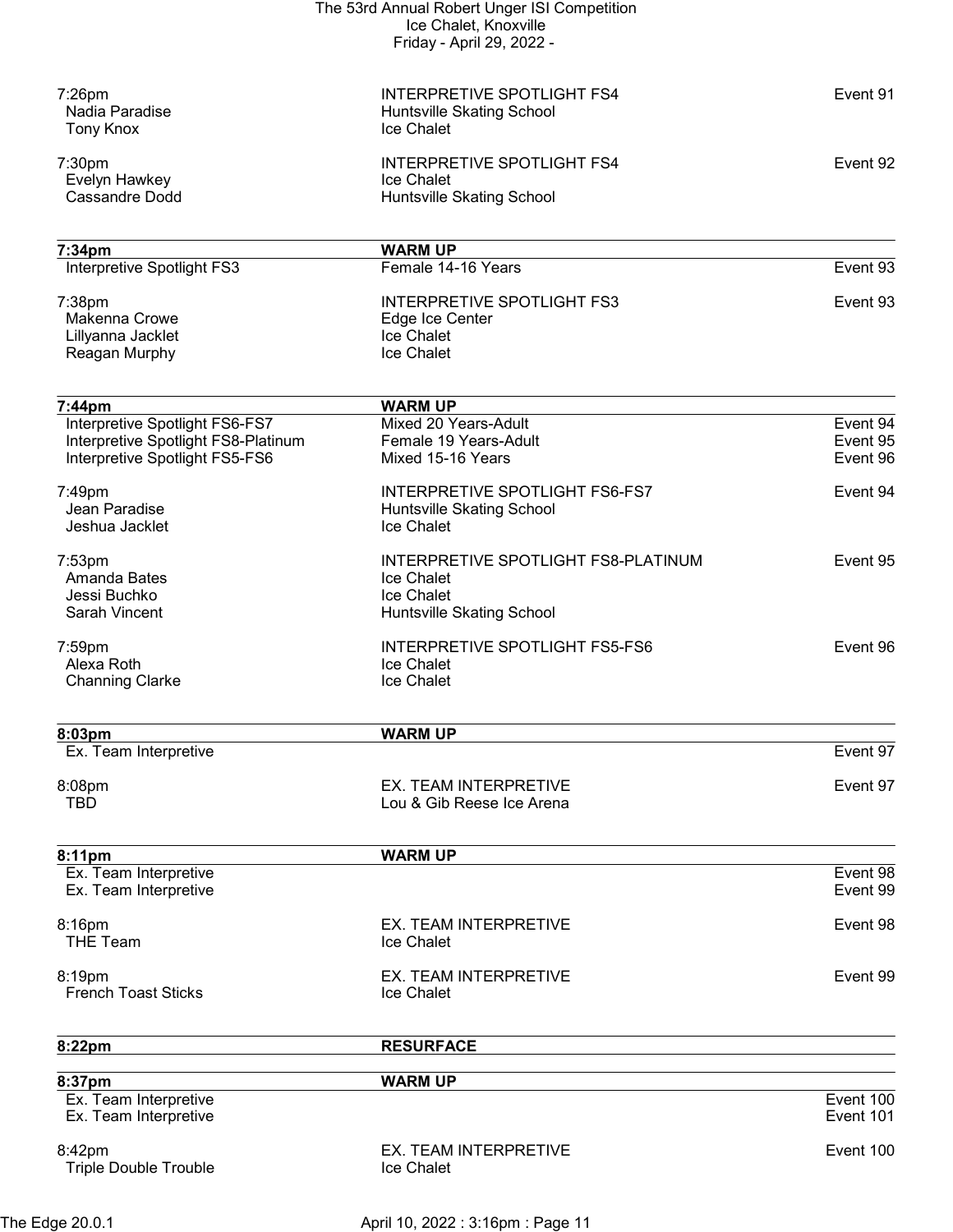| Time | Event | Event # |
|---|---|---|
| 7:26pm | INTERPRETIVE SPOTLIGHT FS4 | Event 91 |
| Nadia Paradise | Huntsville Skating School | |
| Tony Knox | Ice Chalet | |
| | | |
| 7:30pm | INTERPRETIVE SPOTLIGHT FS4 | Event 92 |
| Evelyn Hawkey | Ice Chalet | |
| Cassandre Dodd | Huntsville Skating School | |
| | | |
| **7:34pm** | **WARM UP** | |
| Interpretive Spotlight FS3 | Female 14-16 Years | Event 93 |
| | | |
| 7:38pm | INTERPRETIVE SPOTLIGHT FS3 | Event 93 |
| Makenna Crowe | Edge Ice Center | |
| Lillyanna Jacklet | Ice Chalet | |
| Reagan Murphy | Ice Chalet | |
| | | |
| **7:44pm** | **WARM UP** | |
| Interpretive Spotlight FS6-FS7 | Mixed 20 Years-Adult | Event 94 |
| Interpretive Spotlight FS8-Platinum | Female 19 Years-Adult | Event 95 |
| Interpretive Spotlight FS5-FS6 | Mixed 15-16 Years | Event 96 |
| | | |
| 7:49pm | INTERPRETIVE SPOTLIGHT FS6-FS7 | Event 94 |
| Jean Paradise | Huntsville Skating School | |
| Jeshua Jacklet | Ice Chalet | |
| | | |
| 7:53pm | INTERPRETIVE SPOTLIGHT FS8-PLATINUM | Event 95 |
| Amanda Bates | Ice Chalet | |
| Jessi Buchko | Ice Chalet | |
| Sarah Vincent | Huntsville Skating School | |
| | | |
| 7:59pm | INTERPRETIVE SPOTLIGHT FS5-FS6 | Event 96 |
| Alexa Roth | Ice Chalet | |
| Channing Clarke | Ice Chalet | |
| | | |
| **8:03pm** | **WARM UP** | |
| Ex. Team Interpretive | | Event 97 |
| | | |
| 8:08pm | EX. TEAM INTERPRETIVE | Event 97 |
| TBD | Lou & Gib Reese Ice Arena | |
| | | |
| **8:11pm** | **WARM UP** | |
| Ex. Team Interpretive | | Event 98 |
| Ex. Team Interpretive | | Event 99 |
| | | |
| 8:16pm | EX. TEAM INTERPRETIVE | Event 98 |
| THE Team | Ice Chalet | |
| | | |
| 8:19pm | EX. TEAM INTERPRETIVE | Event 99 |
| French Toast Sticks | Ice Chalet | |
| | | |
| **8:22pm** | **RESURFACE** | |
| | | |
| **8:37pm** | **WARM UP** | |
| Ex. Team Interpretive | | Event 100 |
| Ex. Team Interpretive | | Event 101 |
| | | |
| 8:42pm | EX. TEAM INTERPRETIVE | Event 100 |
| Triple Double Trouble | Ice Chalet | |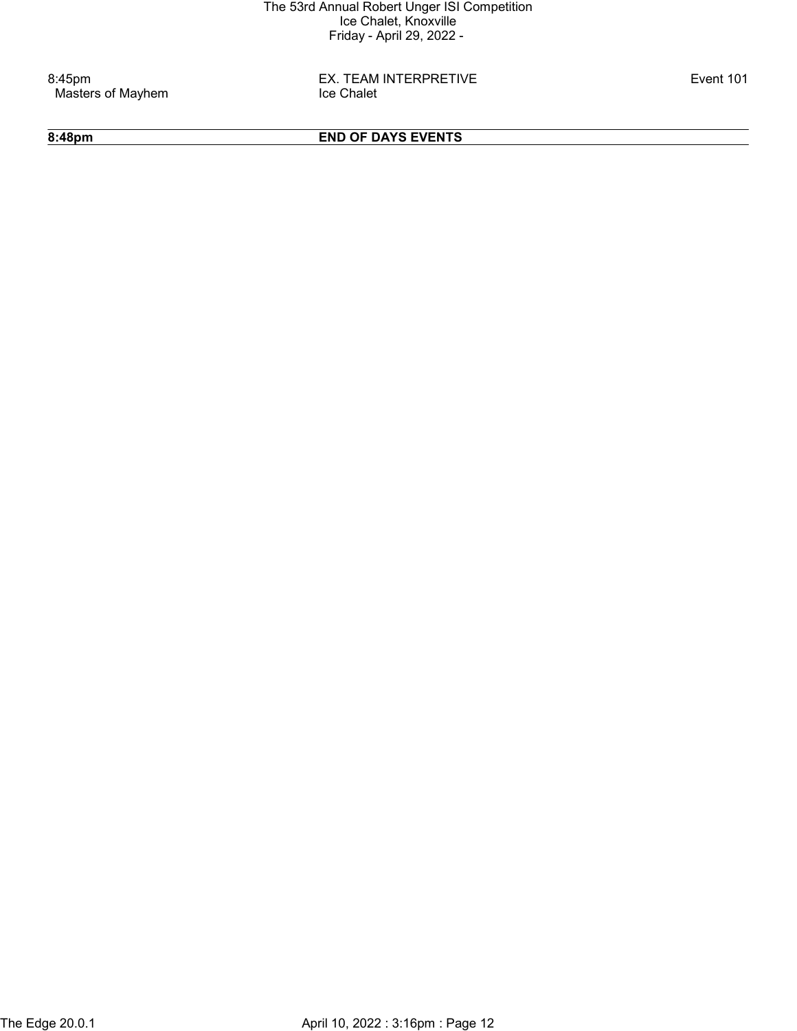| 8:45pm | EX. TEAM INTERPRETIVE | Event 101 |
| --- | --- | --- |
| Masters of Mayhem | Ice Chalet | |

**8:48pm** **END OF DAYS EVENTS**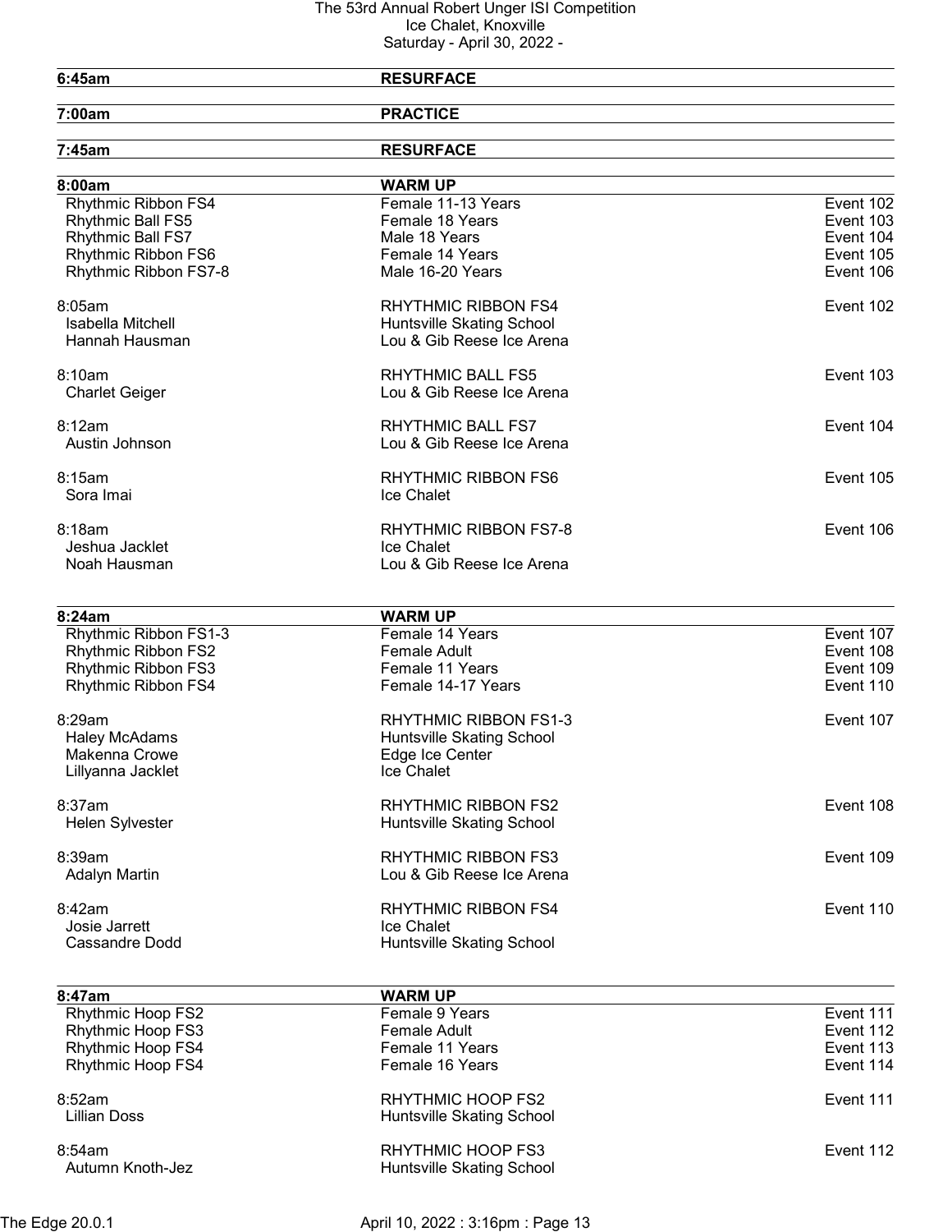| 6:45am | RESURFACE | |
|---|---|---|
| 7:00am | PRACTICE | |
| 7:45am | RESURFACE | |

| 8:00am | WARM UP | |
|---|---|---|
| Rhythmic Ribbon FS4 | Female 11-13 Years | Event 102 |
| Rhythmic Ball FS5 | Female 18 Years | Event 103 |
| Rhythmic Ball FS7 | Male 18 Years | Event 104 |
| Rhythmic Ribbon FS6 | Female 14 Years | Event 105 |
| Rhythmic Ribbon FS7-8 | Male 16-20 Years | Event 106 |
| | | |
| 8:05am | RHYTHMIC RIBBON FS4 | Event 102 |
| Isabella Mitchell | Huntsville Skating School | |
| Hannah Hausman | Lou & Gib Reese Ice Arena | |
| | | |
| 8:10am | RHYTHMIC BALL FS5 | Event 103 |
| Charlet Geiger | Lou & Gib Reese Ice Arena | |
| | | |
| 8:12am | RHYTHMIC BALL FS7 | Event 104 |
| Austin Johnson | Lou & Gib Reese Ice Arena | |
| | | |
| 8:15am | RHYTHMIC RIBBON FS6 | Event 105 |
| Sora Imai | Ice Chalet | |
| | | |
| 8:18am | RHYTHMIC RIBBON FS7-8 | Event 106 |
| Jeshua Jacklet | Ice Chalet | |
| Noah Hausman | Lou & Gib Reese Ice Arena | |

| 8:24am | WARM UP | |
|---|---|---|
| Rhythmic Ribbon FS1-3 | Female 14 Years | Event 107 |
| Rhythmic Ribbon FS2 | Female Adult | Event 108 |
| Rhythmic Ribbon FS3 | Female 11 Years | Event 109 |
| Rhythmic Ribbon FS4 | Female 14-17 Years | Event 110 |
| | | |
| 8:29am | RHYTHMIC RIBBON FS1-3 | Event 107 |
| Haley McAdams | Huntsville Skating School | |
| Makenna Crowe | Edge Ice Center | |
| Lillyanna Jacklet | Ice Chalet | |
| | | |
| 8:37am | RHYTHMIC RIBBON FS2 | Event 108 |
| Helen Sylvester | Huntsville Skating School | |
| | | |
| 8:39am | RHYTHMIC RIBBON FS3 | Event 109 |
| Adalyn Martin | Lou & Gib Reese Ice Arena | |
| | | |
| 8:42am | RHYTHMIC RIBBON FS4 | Event 110 |
| Josie Jarrett | Ice Chalet | |
| Cassandre Dodd | Huntsville Skating School | |

| 8:47am | WARM UP | |
|---|---|---|
| Rhythmic Hoop FS2 | Female 9 Years | Event 111 |
| Rhythmic Hoop FS3 | Female Adult | Event 112 |
| Rhythmic Hoop FS4 | Female 11 Years | Event 113 |
| Rhythmic Hoop FS4 | Female 16 Years | Event 114 |
| | | |
| 8:52am | RHYTHMIC HOOP FS2 | Event 111 |
| Lillian Doss | Huntsville Skating School | |
| | | |
| 8:54am | RHYTHMIC HOOP FS3 | Event 112 |
| Autumn Knoth-Jez | Huntsville Skating School | |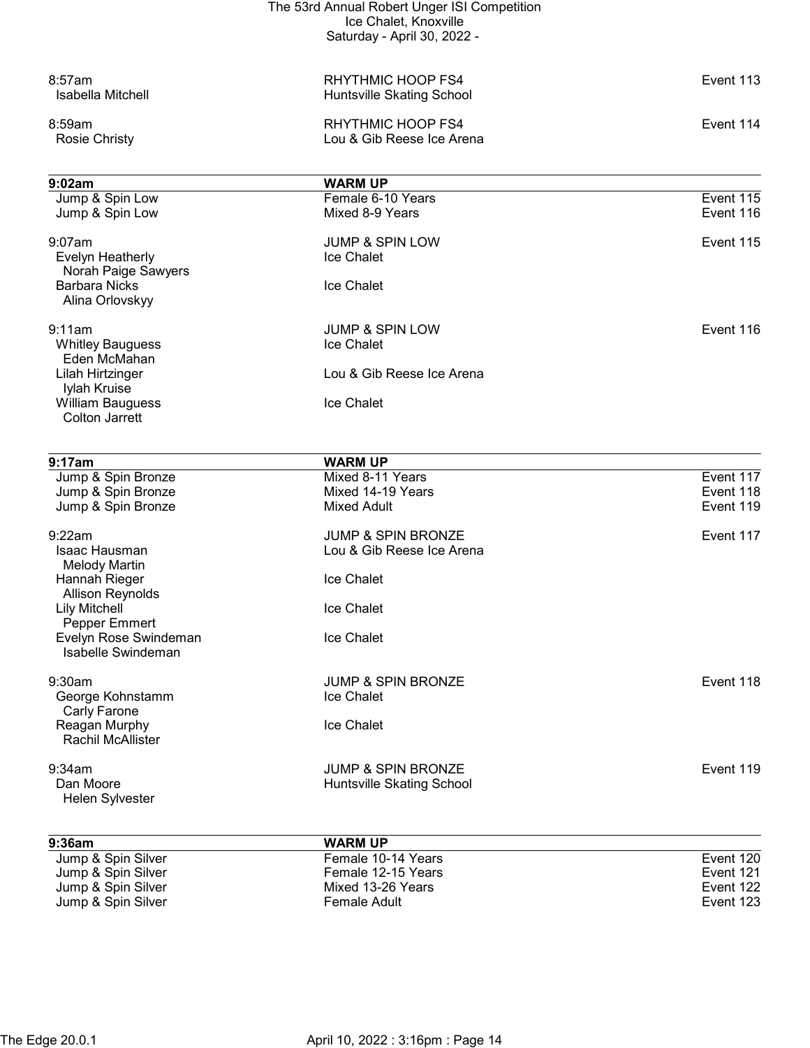8:57am | RHYTHMIC HOOP FS4 | Event 113
Isabella Mitchell | Huntsville Skating School

8:59am | RHYTHMIC HOOP FS4 | Event 114
Rosie Christy | Lou & Gib Reese Ice Arena

| **9:02am** | **WARM UP** | |
|---|---|---|
| Jump & Spin Low | Female 6-10 Years | Event 115 |
| Jump & Spin Low | Mixed 8-9 Years | Event 116 |

9:07am | JUMP & SPIN LOW | Event 115

- Evelyn Heatherly — Ice Chalet
  - Norah Paige Sawyers
- Barbara Nicks — Ice Chalet
  - Alina Orlovskyy

9:11am | JUMP & SPIN LOW | Event 116

- Whitley Bauguess — Ice Chalet
  - Eden McMahan
- Lilah Hirtzinger — Lou & Gib Reese Ice Arena
  - Iylah Kruise
- William Bauguess — Ice Chalet
  - Colton Jarrett

| **9:17am** | **WARM UP** | |
|---|---|---|
| Jump & Spin Bronze | Mixed 8-11 Years | Event 117 |
| Jump & Spin Bronze | Mixed 14-19 Years | Event 118 |
| Jump & Spin Bronze | Mixed Adult | Event 119 |

9:22am | JUMP & SPIN BRONZE | Event 117

- Isaac Hausman — Lou & Gib Reese Ice Arena
  - Melody Martin
- Hannah Rieger — Ice Chalet
  - Allison Reynolds
- Lily Mitchell — Ice Chalet
  - Pepper Emmert
- Evelyn Rose Swindeman — Ice Chalet
  - Isabelle Swindeman

9:30am | JUMP & SPIN BRONZE | Event 118

- George Kohnstamm — Ice Chalet
  - Carly Farone
- Reagan Murphy — Ice Chalet
  - Rachil McAllister

9:34am | JUMP & SPIN BRONZE | Event 119

- Dan Moore — Huntsville Skating School
  - Helen Sylvester

| **9:36am** | **WARM UP** | |
|---|---|---|
| Jump & Spin Silver | Female 10-14 Years | Event 120 |
| Jump & Spin Silver | Female 12-15 Years | Event 121 |
| Jump & Spin Silver | Mixed 13-26 Years | Event 122 |
| Jump & Spin Silver | Female Adult | Event 123 |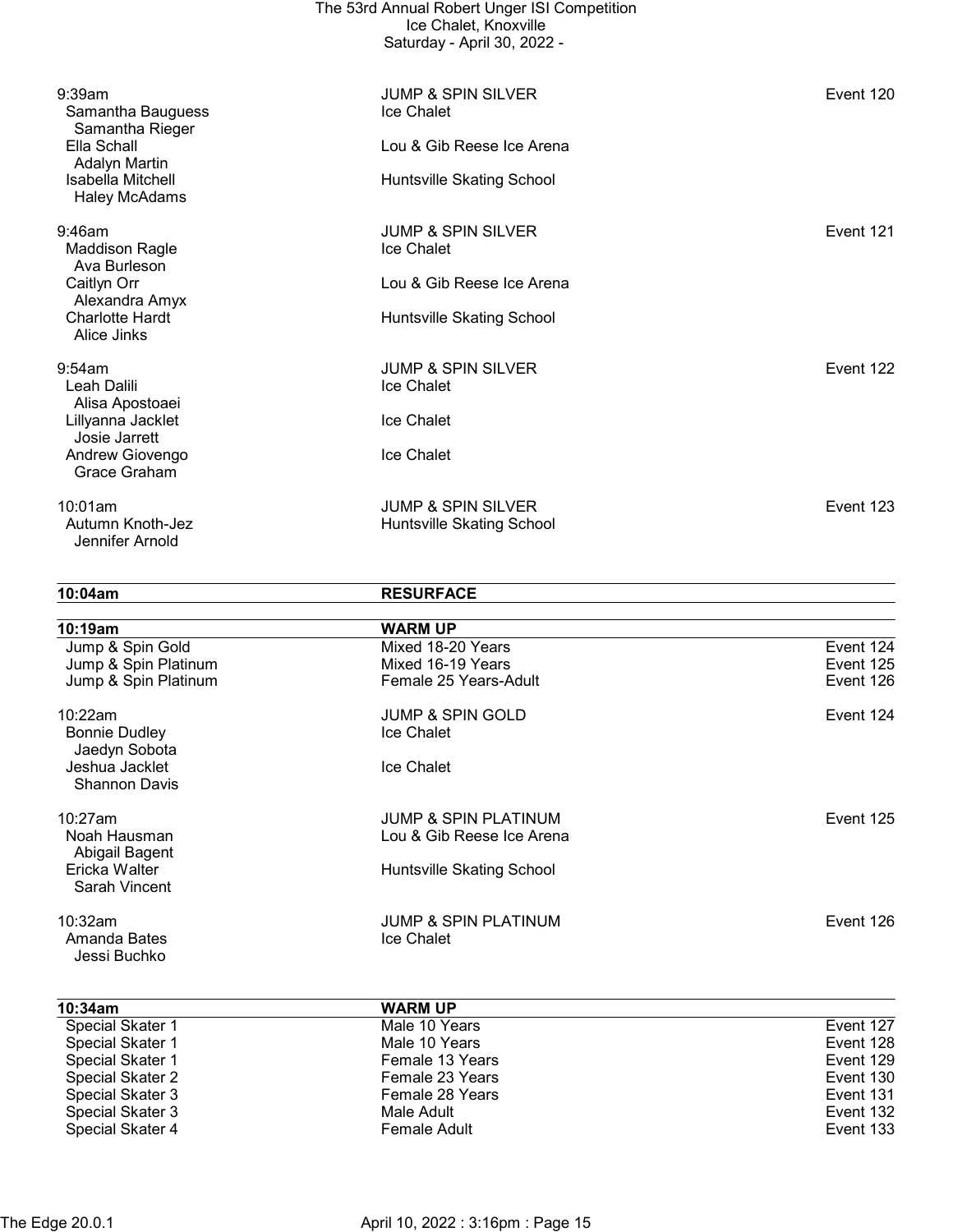| Time | Event | |
| --- | --- | --- |
| 9:39am | JUMP & SPIN SILVER | Event 120 |
| Samantha Bauguess | Ice Chalet | |
| Samantha Rieger | | |
| Ella Schall | Lou & Gib Reese Ice Arena | |
| Adalyn Martin | | |
| Isabella Mitchell | Huntsville Skating School | |
| Haley McAdams | | |

| Time | Event | |
| --- | --- | --- |
| 9:46am | JUMP & SPIN SILVER | Event 121 |
| Maddison Ragle | Ice Chalet | |
| Ava Burleson | | |
| Caitlyn Orr | Lou & Gib Reese Ice Arena | |
| Alexandra Amyx | | |
| Charlotte Hardt | Huntsville Skating School | |
| Alice Jinks | | |

| Time | Event | |
| --- | --- | --- |
| 9:54am | JUMP & SPIN SILVER | Event 122 |
| Leah Dalili | Ice Chalet | |
| Alisa Apostoaei | | |
| Lillyanna Jacklet | Ice Chalet | |
| Josie Jarrett | | |
| Andrew Giovengo | Ice Chalet | |
| Grace Graham | | |

| Time | Event | |
| --- | --- | --- |
| 10:01am | JUMP & SPIN SILVER | Event 123 |
| Autumn Knoth-Jez | Huntsville Skating School | |
| Jennifer Arnold | | |

| **10:04am** | **RESURFACE** | |
| --- | --- | --- |

| **10:19am** | **WARM UP** | |
| --- | --- | --- |
| Jump & Spin Gold | Mixed 18-20 Years | Event 124 |
| Jump & Spin Platinum | Mixed 16-19 Years | Event 125 |
| Jump & Spin Platinum | Female 25 Years-Adult | Event 126 |

| Time | Event | |
| --- | --- | --- |
| 10:22am | JUMP & SPIN GOLD | Event 124 |
| Bonnie Dudley | Ice Chalet | |
| Jaedyn Sobota | | |
| Jeshua Jacklet | Ice Chalet | |
| Shannon Davis | | |

| Time | Event | |
| --- | --- | --- |
| 10:27am | JUMP & SPIN PLATINUM | Event 125 |
| Noah Hausman | Lou & Gib Reese Ice Arena | |
| Abigail Bagent | | |
| Ericka Walter | Huntsville Skating School | |
| Sarah Vincent | | |

| Time | Event | |
| --- | --- | --- |
| 10:32am | JUMP & SPIN PLATINUM | Event 126 |
| Amanda Bates | Ice Chalet | |
| Jessi Buchko | | |

| **10:34am** | **WARM UP** | |
| --- | --- | --- |
| Special Skater 1 | Male 10 Years | Event 127 |
| Special Skater 1 | Male 10 Years | Event 128 |
| Special Skater 1 | Female 13 Years | Event 129 |
| Special Skater 2 | Female 23 Years | Event 130 |
| Special Skater 3 | Female 28 Years | Event 131 |
| Special Skater 3 | Male Adult | Event 132 |
| Special Skater 4 | Female Adult | Event 133 |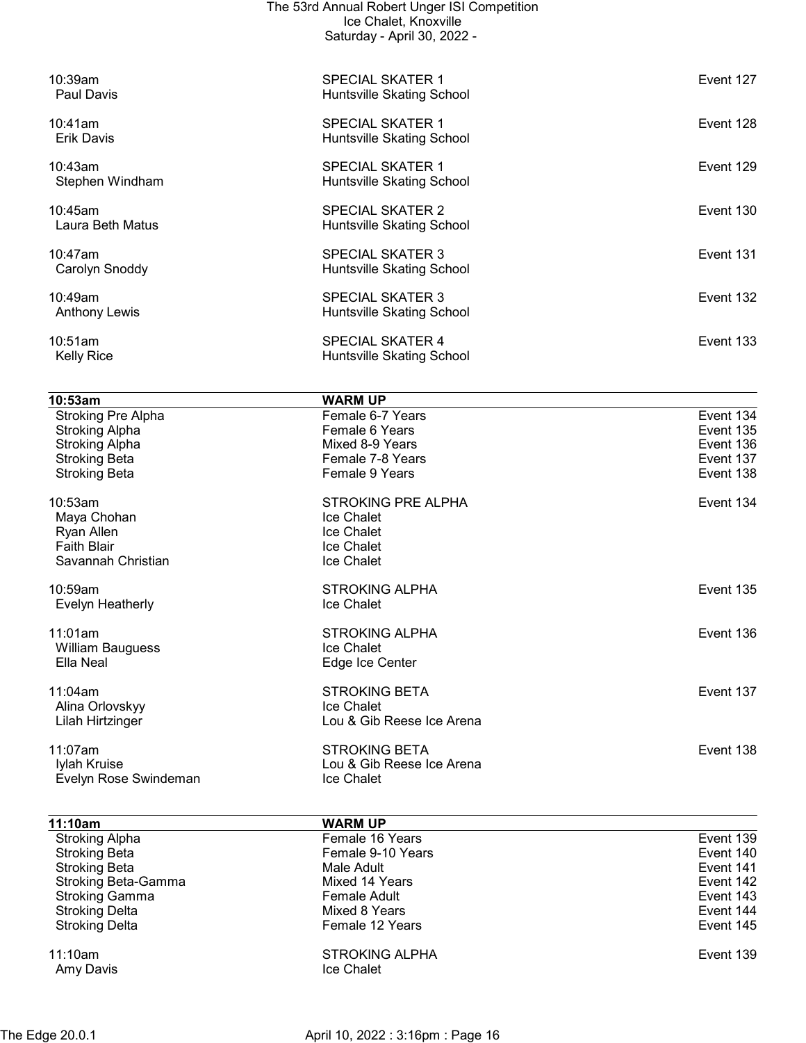| Time / Skater | Event / Club | Event # |
|---|---|---|
| 10:39am | SPECIAL SKATER 1 | Event 127 |
| Paul Davis | Huntsville Skating School | |
| 10:41am | SPECIAL SKATER 1 | Event 128 |
| Erik Davis | Huntsville Skating School | |
| 10:43am | SPECIAL SKATER 1 | Event 129 |
| Stephen Windham | Huntsville Skating School | |
| 10:45am | SPECIAL SKATER 2 | Event 130 |
| Laura Beth Matus | Huntsville Skating School | |
| 10:47am | SPECIAL SKATER 3 | Event 131 |
| Carolyn Snoddy | Huntsville Skating School | |
| 10:49am | SPECIAL SKATER 3 | Event 132 |
| Anthony Lewis | Huntsville Skating School | |
| 10:51am | SPECIAL SKATER 4 | Event 133 |
| Kelly Rice | Huntsville Skating School | |

| **10:53am** | **WARM UP** | |
|---|---|---|
| Stroking Pre Alpha | Female 6-7 Years | Event 134 |
| Stroking Alpha | Female 6 Years | Event 135 |
| Stroking Alpha | Mixed 8-9 Years | Event 136 |
| Stroking Beta | Female 7-8 Years | Event 137 |
| Stroking Beta | Female 9 Years | Event 138 |

| Time / Skater | Event / Club | Event # |
|---|---|---|
| 10:53am | STROKING PRE ALPHA | Event 134 |
| Maya Chohan | Ice Chalet | |
| Ryan Allen | Ice Chalet | |
| Faith Blair | Ice Chalet | |
| Savannah Christian | Ice Chalet | |
| 10:59am | STROKING ALPHA | Event 135 |
| Evelyn Heatherly | Ice Chalet | |
| 11:01am | STROKING ALPHA | Event 136 |
| William Bauguess | Ice Chalet | |
| Ella Neal | Edge Ice Center | |
| 11:04am | STROKING BETA | Event 137 |
| Alina Orlovskyy | Ice Chalet | |
| Lilah Hirtzinger | Lou & Gib Reese Ice Arena | |
| 11:07am | STROKING BETA | Event 138 |
| Iylah Kruise | Lou & Gib Reese Ice Arena | |
| Evelyn Rose Swindeman | Ice Chalet | |

| **11:10am** | **WARM UP** | |
|---|---|---|
| Stroking Alpha | Female 16 Years | Event 139 |
| Stroking Beta | Female 9-10 Years | Event 140 |
| Stroking Beta | Male Adult | Event 141 |
| Stroking Beta-Gamma | Mixed 14 Years | Event 142 |
| Stroking Gamma | Female Adult | Event 143 |
| Stroking Delta | Mixed 8 Years | Event 144 |
| Stroking Delta | Female 12 Years | Event 145 |

| Time / Skater | Event / Club | Event # |
|---|---|---|
| 11:10am | STROKING ALPHA | Event 139 |
| Amy Davis | Ice Chalet | |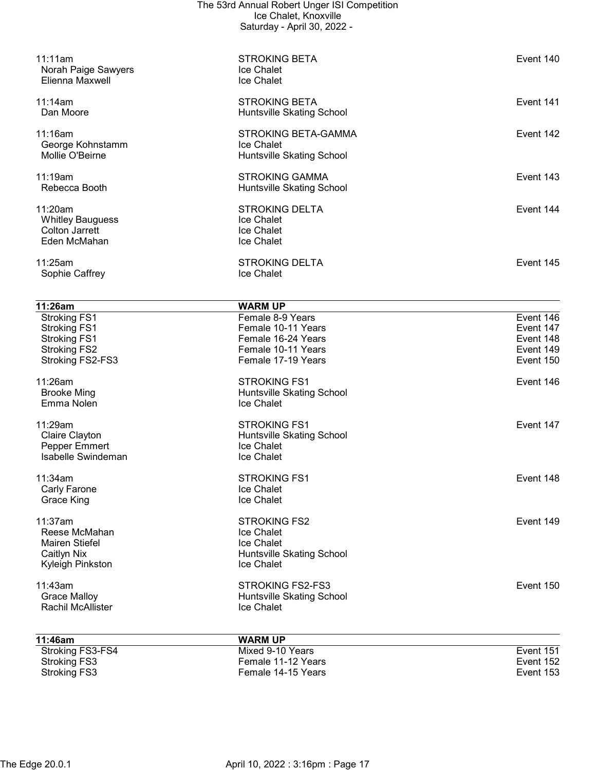11:11am STROKING BETA Event 140
- Norah Paige Sawyers — Ice Chalet
- Elienna Maxwell — Ice Chalet

11:14am STROKING BETA Event 141
- Dan Moore — Huntsville Skating School

11:16am STROKING BETA-GAMMA Event 142
- George Kohnstamm — Ice Chalet
- Mollie O'Beirne — Huntsville Skating School

11:19am STROKING GAMMA Event 143
- Rebecca Booth — Huntsville Skating School

11:20am STROKING DELTA Event 144
- Whitley Bauguess — Ice Chalet
- Colton Jarrett — Ice Chalet
- Eden McMahan — Ice Chalet

11:25am STROKING DELTA Event 145
- Sophie Caffrey — Ice Chalet

| 11:26am | WARM UP | |
|---|---|---|
| Stroking FS1 | Female 8-9 Years | Event 146 |
| Stroking FS1 | Female 10-11 Years | Event 147 |
| Stroking FS1 | Female 16-24 Years | Event 148 |
| Stroking FS2 | Female 10-11 Years | Event 149 |
| Stroking FS2-FS3 | Female 17-19 Years | Event 150 |

11:26am STROKING FS1 Event 146
- Brooke Ming — Huntsville Skating School
- Emma Nolen — Ice Chalet

11:29am STROKING FS1 Event 147
- Claire Clayton — Huntsville Skating School
- Pepper Emmert — Ice Chalet
- Isabelle Swindeman — Ice Chalet

11:34am STROKING FS1 Event 148
- Carly Farone — Ice Chalet
- Grace King — Ice Chalet

11:37am STROKING FS2 Event 149
- Reese McMahan — Ice Chalet
- Mairen Stiefel — Ice Chalet
- Caitlyn Nix — Huntsville Skating School
- Kyleigh Pinkston — Ice Chalet

11:43am STROKING FS2-FS3 Event 150
- Grace Malloy — Huntsville Skating School
- Rachil McAllister — Ice Chalet

| 11:46am | WARM UP | |
|---|---|---|
| Stroking FS3-FS4 | Mixed 9-10 Years | Event 151 |
| Stroking FS3 | Female 11-12 Years | Event 152 |
| Stroking FS3 | Female 14-15 Years | Event 153 |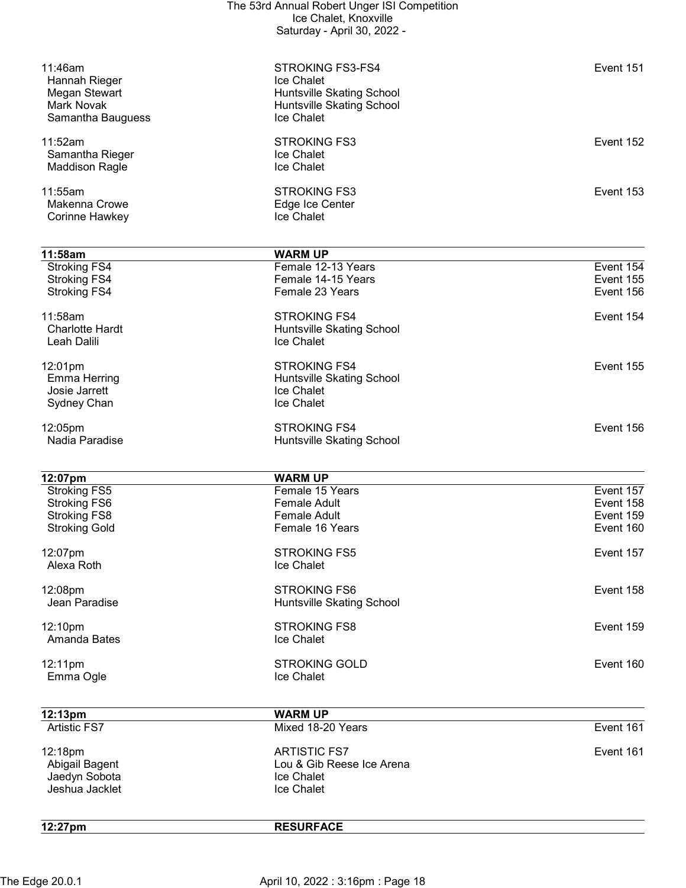| Time | Event | Event # |
|---|---|---|
| 11:46am | STROKING FS3-FS4 | Event 151 |
| Hannah Rieger | Ice Chalet | |
| Megan Stewart | Huntsville Skating School | |
| Mark Novak | Huntsville Skating School | |
| Samantha Bauguess | Ice Chalet | |
| 11:52am | STROKING FS3 | Event 152 |
| Samantha Rieger | Ice Chalet | |
| Maddison Ragle | Ice Chalet | |
| 11:55am | STROKING FS3 | Event 153 |
| Makenna Crowe | Edge Ice Center | |
| Corinne Hawkey | Ice Chalet | |

| **11:58am** | **WARM UP** | |
|---|---|---|
| Stroking FS4 | Female 12-13 Years | Event 154 |
| Stroking FS4 | Female 14-15 Years | Event 155 |
| Stroking FS4 | Female 23 Years | Event 156 |
| 11:58am | STROKING FS4 | Event 154 |
| Charlotte Hardt | Huntsville Skating School | |
| Leah Dalili | Ice Chalet | |
| 12:01pm | STROKING FS4 | Event 155 |
| Emma Herring | Huntsville Skating School | |
| Josie Jarrett | Ice Chalet | |
| Sydney Chan | Ice Chalet | |
| 12:05pm | STROKING FS4 | Event 156 |
| Nadia Paradise | Huntsville Skating School | |

| **12:07pm** | **WARM UP** | |
|---|---|---|
| Stroking FS5 | Female 15 Years | Event 157 |
| Stroking FS6 | Female Adult | Event 158 |
| Stroking FS8 | Female Adult | Event 159 |
| Stroking Gold | Female 16 Years | Event 160 |
| 12:07pm | STROKING FS5 | Event 157 |
| Alexa Roth | Ice Chalet | |
| 12:08pm | STROKING FS6 | Event 158 |
| Jean Paradise | Huntsville Skating School | |
| 12:10pm | STROKING FS8 | Event 159 |
| Amanda Bates | Ice Chalet | |
| 12:11pm | STROKING GOLD | Event 160 |
| Emma Ogle | Ice Chalet | |

| **12:13pm** | **WARM UP** | |
|---|---|---|
| Artistic FS7 | Mixed 18-20 Years | Event 161 |
| 12:18pm | ARTISTIC FS7 | Event 161 |
| Abigail Bagent | Lou & Gib Reese Ice Arena | |
| Jaedyn Sobota | Ice Chalet | |
| Jeshua Jacklet | Ice Chalet | |

| **12:27pm** | **RESURFACE** | |
|---|---|---|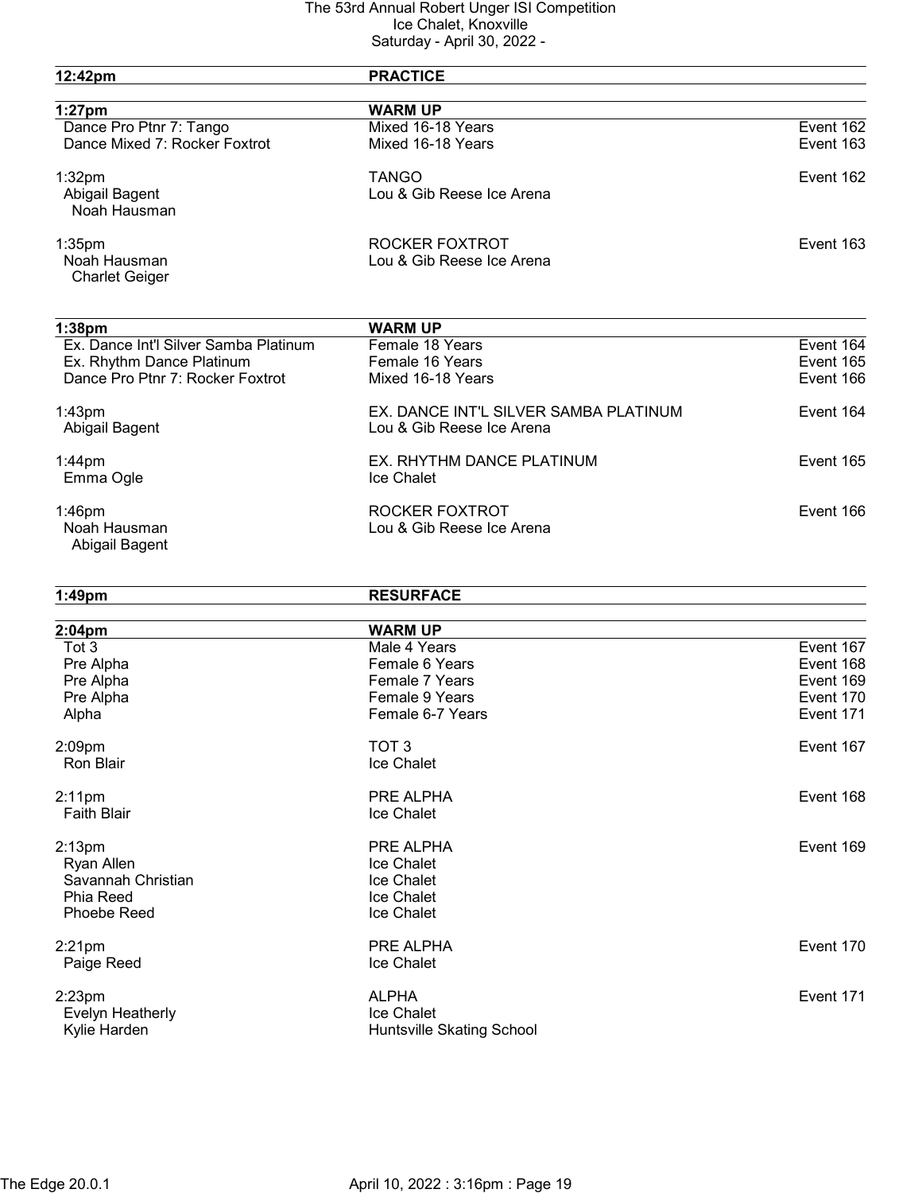| | | |
|---|---|---|
| **12:42pm** | **PRACTICE** | |
| **1:27pm** | **WARM UP** | |
| Dance Pro Ptnr 7: Tango | Mixed 16-18 Years | Event 162 |
| Dance Mixed 7: Rocker Foxtrot | Mixed 16-18 Years | Event 163 |
| 1:32pm | TANGO | Event 162 |
| Abigail Bagent<br>Noah Hausman | Lou & Gib Reese Ice Arena | |
| 1:35pm | ROCKER FOXTROT | Event 163 |
| Noah Hausman<br>Charlet Geiger | Lou & Gib Reese Ice Arena | |
| **1:38pm** | **WARM UP** | |
| Ex. Dance Int'l Silver Samba Platinum | Female 18 Years | Event 164 |
| Ex. Rhythm Dance Platinum | Female 16 Years | Event 165 |
| Dance Pro Ptnr 7: Rocker Foxtrot | Mixed 16-18 Years | Event 166 |
| 1:43pm | EX. DANCE INT'L SILVER SAMBA PLATINUM | Event 164 |
| Abigail Bagent | Lou & Gib Reese Ice Arena | |
| 1:44pm | EX. RHYTHM DANCE PLATINUM | Event 165 |
| Emma Ogle | Ice Chalet | |
| 1:46pm | ROCKER FOXTROT | Event 166 |
| Noah Hausman<br>Abigail Bagent | Lou & Gib Reese Ice Arena | |
| **1:49pm** | **RESURFACE** | |
| **2:04pm** | **WARM UP** | |
| Tot 3 | Male 4 Years | Event 167 |
| Pre Alpha | Female 6 Years | Event 168 |
| Pre Alpha | Female 7 Years | Event 169 |
| Pre Alpha | Female 9 Years | Event 170 |
| Alpha | Female 6-7 Years | Event 171 |
| 2:09pm | TOT 3 | Event 167 |
| Ron Blair | Ice Chalet | |
| 2:11pm | PRE ALPHA | Event 168 |
| Faith Blair | Ice Chalet | |
| 2:13pm | PRE ALPHA | Event 169 |
| Ryan Allen | Ice Chalet | |
| Savannah Christian | Ice Chalet | |
| Phia Reed | Ice Chalet | |
| Phoebe Reed | Ice Chalet | |
| 2:21pm | PRE ALPHA | Event 170 |
| Paige Reed | Ice Chalet | |
| 2:23pm | ALPHA | Event 171 |
| Evelyn Heatherly | Ice Chalet | |
| Kylie Harden | Huntsville Skating School | |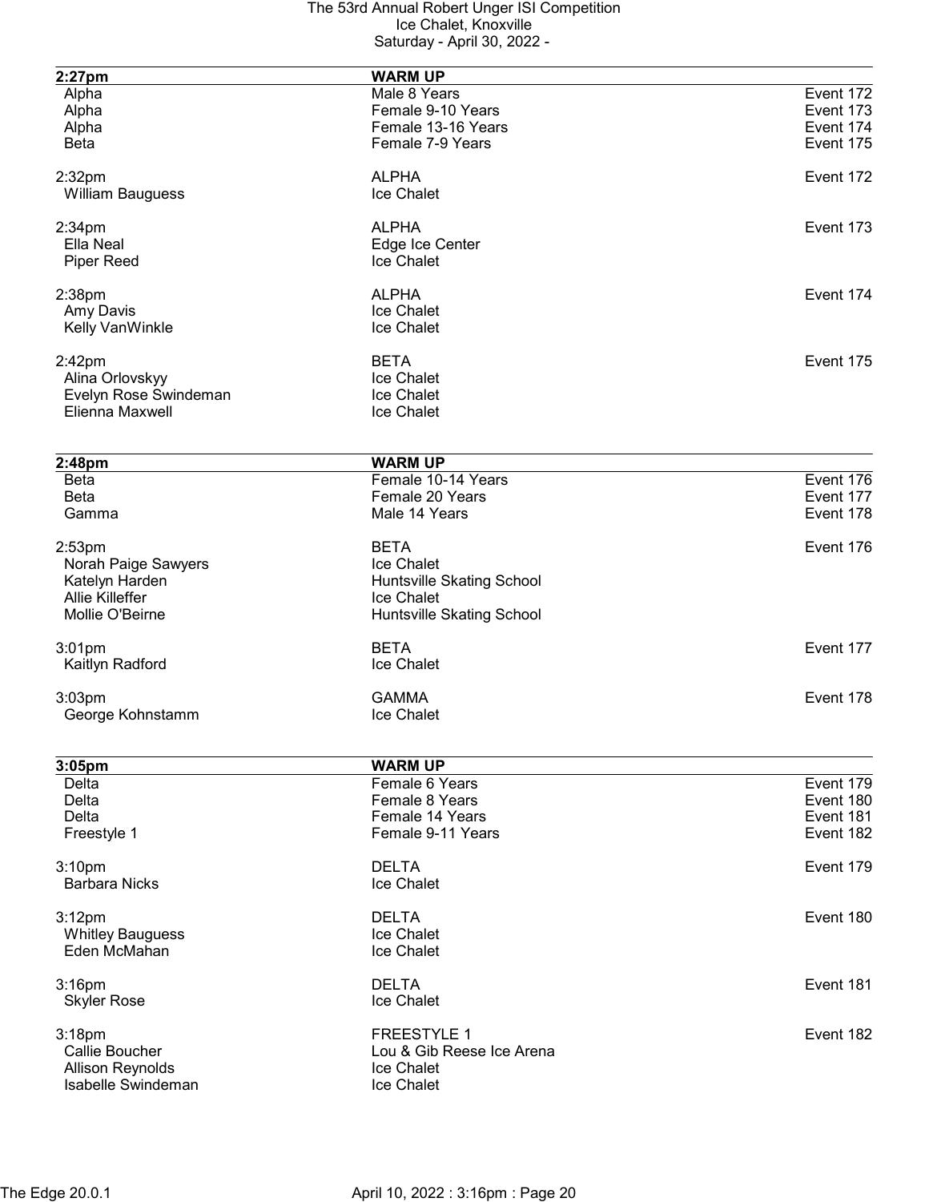| 2:27pm | WARM UP | |
|---|---|---|
| Alpha | Male 8 Years | Event 172 |
| Alpha | Female 9-10 Years | Event 173 |
| Alpha | Female 13-16 Years | Event 174 |
| Beta | Female 7-9 Years | Event 175 |

2:32pm — ALPHA — Event 172
- William Bauguess — Ice Chalet

2:34pm — ALPHA — Event 173
- Ella Neal — Edge Ice Center
- Piper Reed — Ice Chalet

2:38pm — ALPHA — Event 174
- Amy Davis — Ice Chalet
- Kelly VanWinkle — Ice Chalet

2:42pm — BETA — Event 175
- Alina Orlovskyy — Ice Chalet
- Evelyn Rose Swindeman — Ice Chalet
- Elienna Maxwell — Ice Chalet

| 2:48pm | WARM UP | |
|---|---|---|
| Beta | Female 10-14 Years | Event 176 |
| Beta | Female 20 Years | Event 177 |
| Gamma | Male 14 Years | Event 178 |

2:53pm — BETA — Event 176
- Norah Paige Sawyers — Ice Chalet
- Katelyn Harden — Huntsville Skating School
- Allie Killeffer — Ice Chalet
- Mollie O'Beirne — Huntsville Skating School

3:01pm — BETA — Event 177
- Kaitlyn Radford — Ice Chalet

3:03pm — GAMMA — Event 178
- George Kohnstamm — Ice Chalet

| 3:05pm | WARM UP | |
|---|---|---|
| Delta | Female 6 Years | Event 179 |
| Delta | Female 8 Years | Event 180 |
| Delta | Female 14 Years | Event 181 |
| Freestyle 1 | Female 9-11 Years | Event 182 |

3:10pm — DELTA — Event 179
- Barbara Nicks — Ice Chalet

3:12pm — DELTA — Event 180
- Whitley Bauguess — Ice Chalet
- Eden McMahan — Ice Chalet

3:16pm — DELTA — Event 181
- Skyler Rose — Ice Chalet

3:18pm — FREESTYLE 1 — Event 182
- Callie Boucher — Lou & Gib Reese Ice Arena
- Allison Reynolds — Ice Chalet
- Isabelle Swindeman — Ice Chalet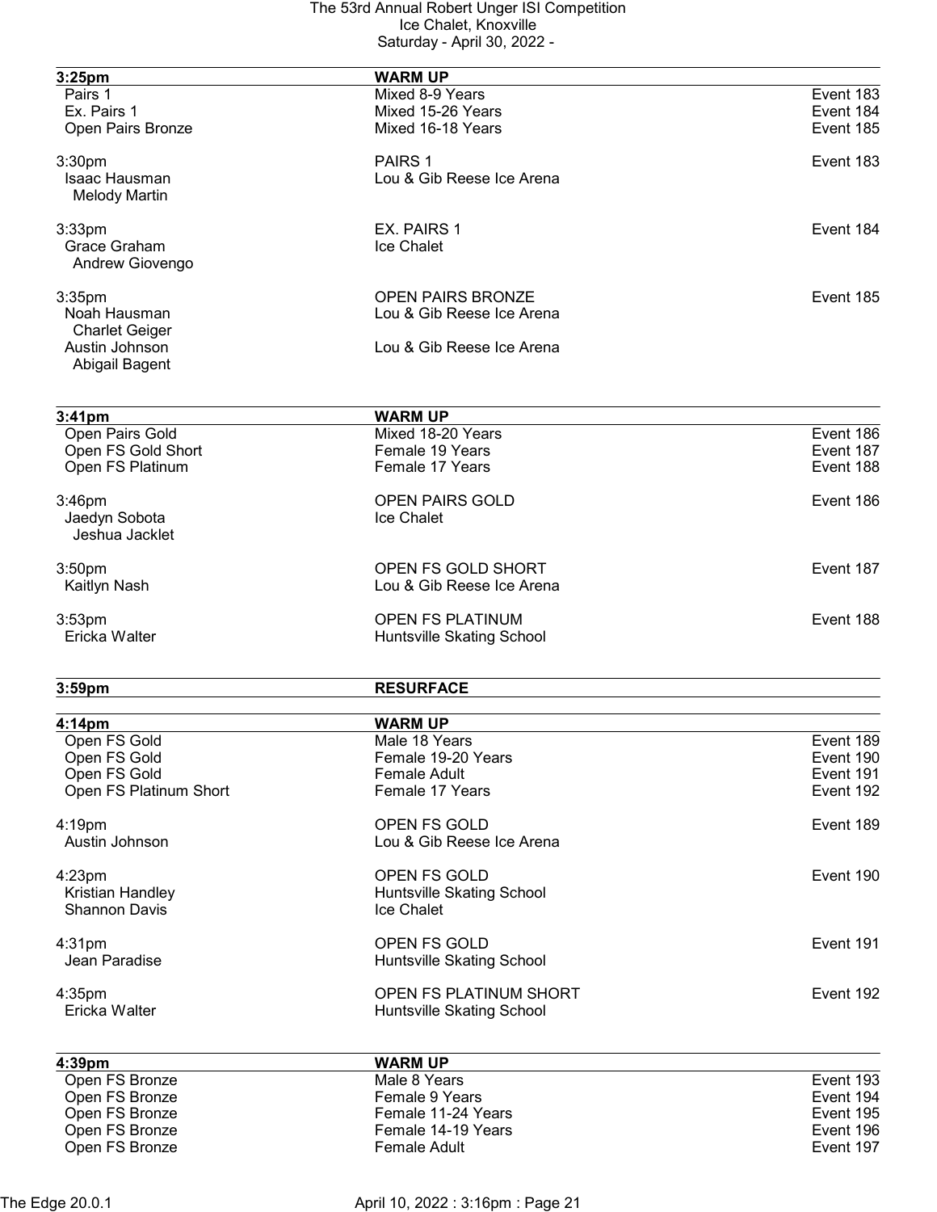| 3:25pm | WARM UP | |
|---|---|---|
| Pairs 1 | Mixed 8-9 Years | Event 183 |
| Ex. Pairs 1 | Mixed 15-26 Years | Event 184 |
| Open Pairs Bronze | Mixed 16-18 Years | Event 185 |

3:30pm PAIRS 1 Event 183
Isaac Hausman — Lou & Gib Reese Ice Arena
Melody Martin

3:33pm EX. PAIRS 1 Event 184
Grace Graham — Ice Chalet
Andrew Giovengo

3:35pm OPEN PAIRS BRONZE Event 185
Noah Hausman — Lou & Gib Reese Ice Arena
Charlet Geiger
Austin Johnson — Lou & Gib Reese Ice Arena
Abigail Bagent

| 3:41pm | WARM UP | |
|---|---|---|
| Open Pairs Gold | Mixed 18-20 Years | Event 186 |
| Open FS Gold Short | Female 19 Years | Event 187 |
| Open FS Platinum | Female 17 Years | Event 188 |

3:46pm OPEN PAIRS GOLD Event 186
Jaedyn Sobota — Ice Chalet
Jeshua Jacklet

3:50pm OPEN FS GOLD SHORT Event 187
Kaitlyn Nash — Lou & Gib Reese Ice Arena

3:53pm OPEN FS PLATINUM Event 188
Ericka Walter — Huntsville Skating School

**3:59pm RESURFACE**

| 4:14pm | WARM UP | |
|---|---|---|
| Open FS Gold | Male 18 Years | Event 189 |
| Open FS Gold | Female 19-20 Years | Event 190 |
| Open FS Gold | Female Adult | Event 191 |
| Open FS Platinum Short | Female 17 Years | Event 192 |

4:19pm OPEN FS GOLD Event 189
Austin Johnson — Lou & Gib Reese Ice Arena

4:23pm OPEN FS GOLD Event 190
Kristian Handley — Huntsville Skating School
Shannon Davis — Ice Chalet

4:31pm OPEN FS GOLD Event 191
Jean Paradise — Huntsville Skating School

4:35pm OPEN FS PLATINUM SHORT Event 192
Ericka Walter — Huntsville Skating School

| 4:39pm | WARM UP | |
|---|---|---|
| Open FS Bronze | Male 8 Years | Event 193 |
| Open FS Bronze | Female 9 Years | Event 194 |
| Open FS Bronze | Female 11-24 Years | Event 195 |
| Open FS Bronze | Female 14-19 Years | Event 196 |
| Open FS Bronze | Female Adult | Event 197 |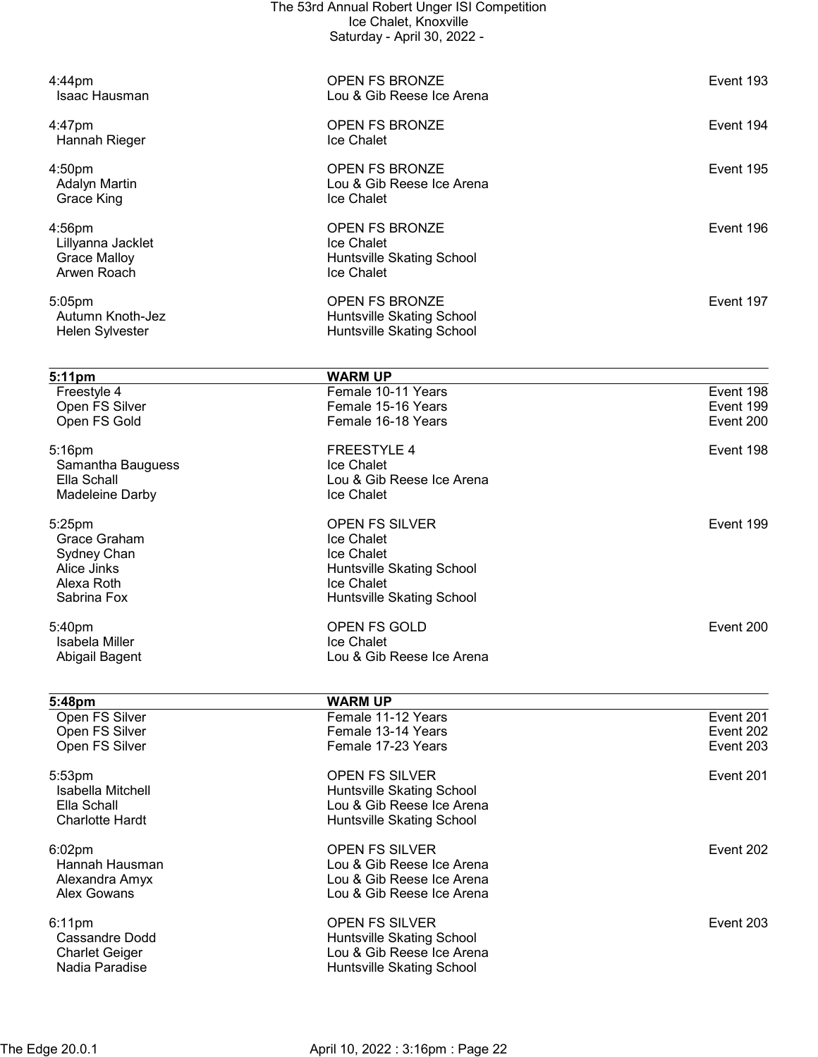| | | |
|---|---|---|
| 4:44pm | OPEN FS BRONZE | Event 193 |
| Isaac Hausman | Lou & Gib Reese Ice Arena | |
| | | |
| 4:47pm | OPEN FS BRONZE | Event 194 |
| Hannah Rieger | Ice Chalet | |
| | | |
| 4:50pm | OPEN FS BRONZE | Event 195 |
| Adalyn Martin | Lou & Gib Reese Ice Arena | |
| Grace King | Ice Chalet | |
| | | |
| 4:56pm | OPEN FS BRONZE | Event 196 |
| Lillyanna Jacklet | Ice Chalet | |
| Grace Malloy | Huntsville Skating School | |
| Arwen Roach | Ice Chalet | |
| | | |
| 5:05pm | OPEN FS BRONZE | Event 197 |
| Autumn Knoth-Jez | Huntsville Skating School | |
| Helen Sylvester | Huntsville Skating School | |

| **5:11pm** | **WARM UP** | |
|---|---|---|
| Freestyle 4 | Female 10-11 Years | Event 198 |
| Open FS Silver | Female 15-16 Years | Event 199 |
| Open FS Gold | Female 16-18 Years | Event 200 |
| | | |
| 5:16pm | FREESTYLE 4 | Event 198 |
| Samantha Bauguess | Ice Chalet | |
| Ella Schall | Lou & Gib Reese Ice Arena | |
| Madeleine Darby | Ice Chalet | |
| | | |
| 5:25pm | OPEN FS SILVER | Event 199 |
| Grace Graham | Ice Chalet | |
| Sydney Chan | Ice Chalet | |
| Alice Jinks | Huntsville Skating School | |
| Alexa Roth | Ice Chalet | |
| Sabrina Fox | Huntsville Skating School | |
| | | |
| 5:40pm | OPEN FS GOLD | Event 200 |
| Isabela Miller | Ice Chalet | |
| Abigail Bagent | Lou & Gib Reese Ice Arena | |

| **5:48pm** | **WARM UP** | |
|---|---|---|
| Open FS Silver | Female 11-12 Years | Event 201 |
| Open FS Silver | Female 13-14 Years | Event 202 |
| Open FS Silver | Female 17-23 Years | Event 203 |
| | | |
| 5:53pm | OPEN FS SILVER | Event 201 |
| Isabella Mitchell | Huntsville Skating School | |
| Ella Schall | Lou & Gib Reese Ice Arena | |
| Charlotte Hardt | Huntsville Skating School | |
| | | |
| 6:02pm | OPEN FS SILVER | Event 202 |
| Hannah Hausman | Lou & Gib Reese Ice Arena | |
| Alexandra Amyx | Lou & Gib Reese Ice Arena | |
| Alex Gowans | Lou & Gib Reese Ice Arena | |
| | | |
| 6:11pm | OPEN FS SILVER | Event 203 |
| Cassandre Dodd | Huntsville Skating School | |
| Charlet Geiger | Lou & Gib Reese Ice Arena | |
| Nadia Paradise | Huntsville Skating School | |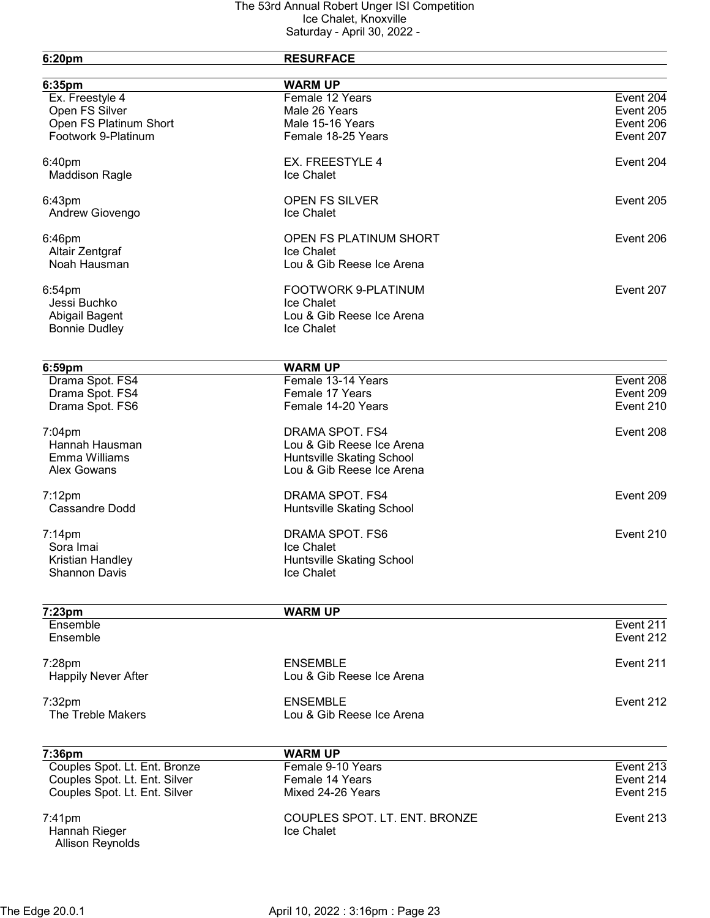| 6:20pm | RESURFACE | |
|---|---|---|

| 6:35pm | WARM UP | |
|---|---|---|
| Ex. Freestyle 4 | Female 12 Years | Event 204 |
| Open FS Silver | Male 26 Years | Event 205 |
| Open FS Platinum Short | Male 15-16 Years | Event 206 |
| Footwork 9-Platinum | Female 18-25 Years | Event 207 |

6:40pm — EX. FREESTYLE 4 — Event 204
- Maddison Ragle — Ice Chalet

6:43pm — OPEN FS SILVER — Event 205
- Andrew Giovengo — Ice Chalet

6:46pm — OPEN FS PLATINUM SHORT — Event 206
- Altair Zentgraf — Ice Chalet
- Noah Hausman — Lou & Gib Reese Ice Arena

6:54pm — FOOTWORK 9-PLATINUM — Event 207
- Jessi Buchko — Ice Chalet
- Abigail Bagent — Lou & Gib Reese Ice Arena
- Bonnie Dudley — Ice Chalet

| 6:59pm | WARM UP | |
|---|---|---|
| Drama Spot. FS4 | Female 13-14 Years | Event 208 |
| Drama Spot. FS4 | Female 17 Years | Event 209 |
| Drama Spot. FS6 | Female 14-20 Years | Event 210 |

7:04pm — DRAMA SPOT. FS4 — Event 208
- Hannah Hausman — Lou & Gib Reese Ice Arena
- Emma Williams — Huntsville Skating School
- Alex Gowans — Lou & Gib Reese Ice Arena

7:12pm — DRAMA SPOT. FS4 — Event 209
- Cassandre Dodd — Huntsville Skating School

7:14pm — DRAMA SPOT. FS6 — Event 210
- Sora Imai — Ice Chalet
- Kristian Handley — Huntsville Skating School
- Shannon Davis — Ice Chalet

| 7:23pm | WARM UP | |
|---|---|---|
| Ensemble | | Event 211 |
| Ensemble | | Event 212 |

7:28pm — ENSEMBLE — Event 211
- Happily Never After — Lou & Gib Reese Ice Arena

7:32pm — ENSEMBLE — Event 212
- The Treble Makers — Lou & Gib Reese Ice Arena

| 7:36pm | WARM UP | |
|---|---|---|
| Couples Spot. Lt. Ent. Bronze | Female 9-10 Years | Event 213 |
| Couples Spot. Lt. Ent. Silver | Female 14 Years | Event 214 |
| Couples Spot. Lt. Ent. Silver | Mixed 24-26 Years | Event 215 |

7:41pm — COUPLES SPOT. LT. ENT. BRONZE — Event 213
- Hannah Rieger — Ice Chalet
  - Allison Reynolds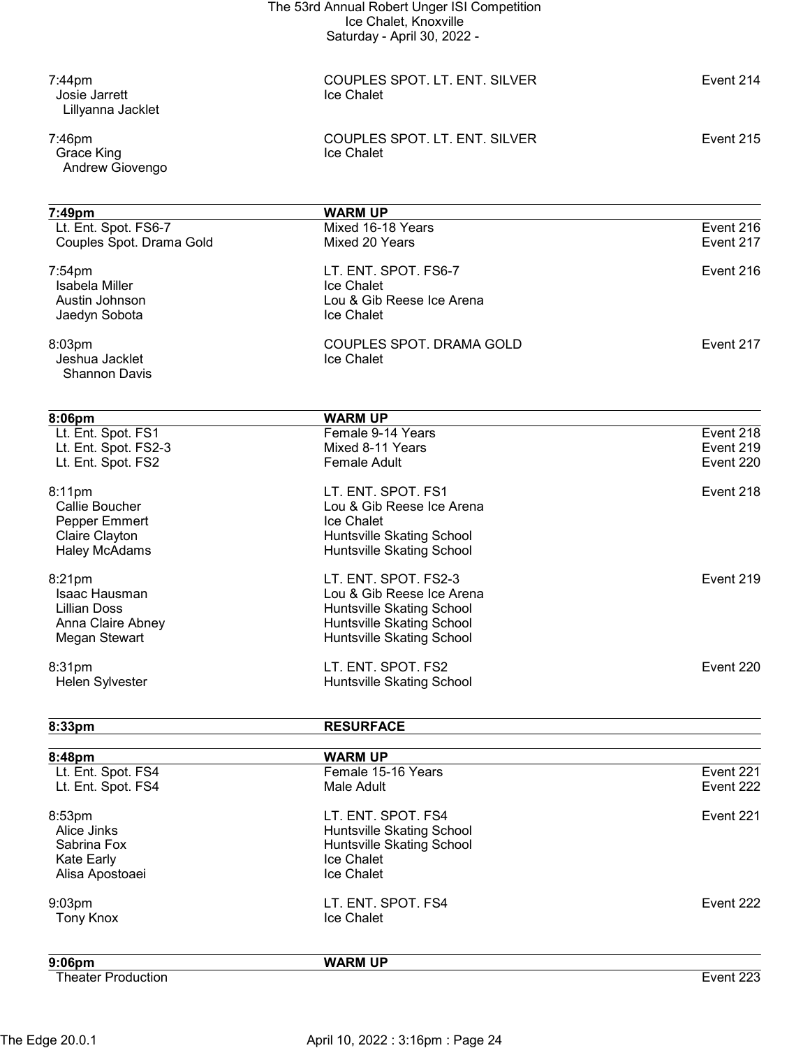| Time | Event | Event No. |
|---|---|---|
| 7:44pm | COUPLES SPOT. LT. ENT. SILVER | Event 214 |
| Josie Jarrett | Ice Chalet | |
| Lillyanna Jacklet | | |
| 7:46pm | COUPLES SPOT. LT. ENT. SILVER | Event 215 |
| Grace King | Ice Chalet | |
| Andrew Giovengo | | |

| **7:49pm** | **WARM UP** | |
|---|---|---|
| Lt. Ent. Spot. FS6-7 | Mixed 16-18 Years | Event 216 |
| Couples Spot. Drama Gold | Mixed 20 Years | Event 217 |
| 7:54pm | LT. ENT. SPOT. FS6-7 | Event 216 |
| Isabela Miller | Ice Chalet | |
| Austin Johnson | Lou & Gib Reese Ice Arena | |
| Jaedyn Sobota | Ice Chalet | |
| 8:03pm | COUPLES SPOT. DRAMA GOLD | Event 217 |
| Jeshua Jacklet | Ice Chalet | |
| Shannon Davis | | |

| **8:06pm** | **WARM UP** | |
|---|---|---|
| Lt. Ent. Spot. FS1 | Female 9-14 Years | Event 218 |
| Lt. Ent. Spot. FS2-3 | Mixed 8-11 Years | Event 219 |
| Lt. Ent. Spot. FS2 | Female Adult | Event 220 |
| 8:11pm | LT. ENT. SPOT. FS1 | Event 218 |
| Callie Boucher | Lou & Gib Reese Ice Arena | |
| Pepper Emmert | Ice Chalet | |
| Claire Clayton | Huntsville Skating School | |
| Haley McAdams | Huntsville Skating School | |
| 8:21pm | LT. ENT. SPOT. FS2-3 | Event 219 |
| Isaac Hausman | Lou & Gib Reese Ice Arena | |
| Lillian Doss | Huntsville Skating School | |
| Anna Claire Abney | Huntsville Skating School | |
| Megan Stewart | Huntsville Skating School | |
| 8:31pm | LT. ENT. SPOT. FS2 | Event 220 |
| Helen Sylvester | Huntsville Skating School | |

| **8:33pm** | **RESURFACE** | |
|---|---|---|

| **8:48pm** | **WARM UP** | |
|---|---|---|
| Lt. Ent. Spot. FS4 | Female 15-16 Years | Event 221 |
| Lt. Ent. Spot. FS4 | Male Adult | Event 222 |
| 8:53pm | LT. ENT. SPOT. FS4 | Event 221 |
| Alice Jinks | Huntsville Skating School | |
| Sabrina Fox | Huntsville Skating School | |
| Kate Early | Ice Chalet | |
| Alisa Apostoaei | Ice Chalet | |
| 9:03pm | LT. ENT. SPOT. FS4 | Event 222 |
| Tony Knox | Ice Chalet | |

| **9:06pm** | **WARM UP** | |
|---|---|---|
| Theater Production | | Event 223 |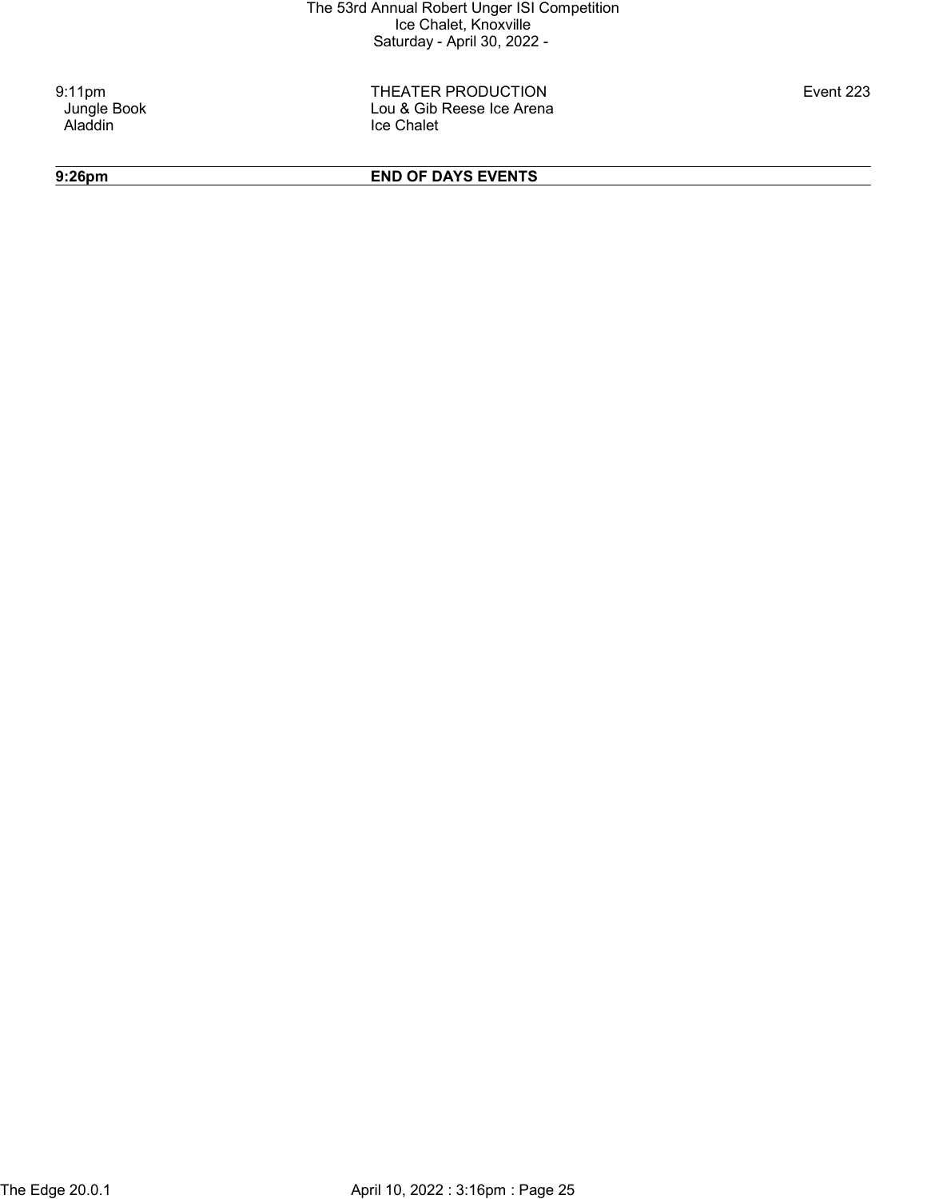| Time | Event | Event No. |
| --- | --- | --- |
| 9:11pm | THEATER PRODUCTION | Event 223 |
| Jungle Book | Lou & Gib Reese Ice Arena | |
| Aladdin | Ice Chalet | |

**9:26pm** **END OF DAYS EVENTS**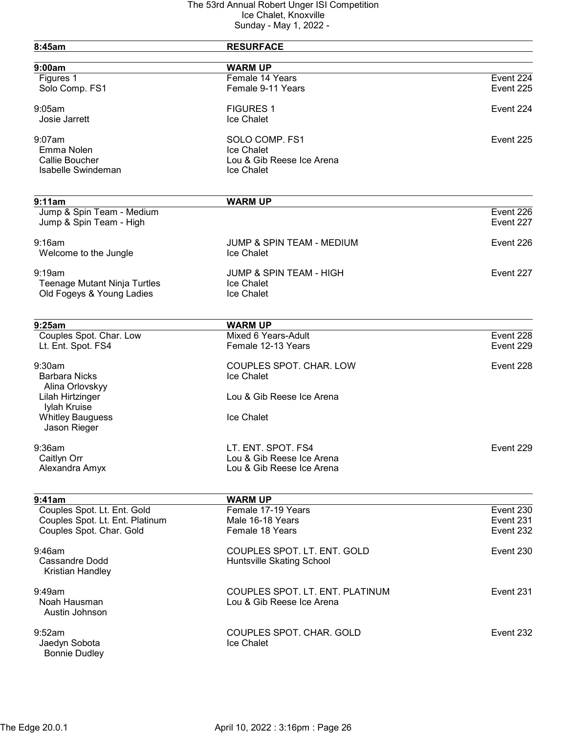| 8:45am | RESURFACE | |
|---|---|---|

| 9:00am | WARM UP | |
|---|---|---|
| Figures 1 | Female 14 Years | Event 224 |
| Solo Comp. FS1 | Female 9-11 Years | Event 225 |
| | | |
| 9:05am | FIGURES 1 | Event 224 |
| Josie Jarrett | Ice Chalet | |
| | | |
| 9:07am | SOLO COMP. FS1 | Event 225 |
| Emma Nolen | Ice Chalet | |
| Callie Boucher | Lou & Gib Reese Ice Arena | |
| Isabelle Swindeman | Ice Chalet | |

| 9:11am | WARM UP | |
|---|---|---|
| Jump & Spin Team - Medium | | Event 226 |
| Jump & Spin Team - High | | Event 227 |
| | | |
| 9:16am | JUMP & SPIN TEAM - MEDIUM | Event 226 |
| Welcome to the Jungle | Ice Chalet | |
| | | |
| 9:19am | JUMP & SPIN TEAM - HIGH | Event 227 |
| Teenage Mutant Ninja Turtles | Ice Chalet | |
| Old Fogeys & Young Ladies | Ice Chalet | |

| 9:25am | WARM UP | |
|---|---|---|
| Couples Spot. Char. Low | Mixed 6 Years-Adult | Event 228 |
| Lt. Ent. Spot. FS4 | Female 12-13 Years | Event 229 |
| | | |
| 9:30am | COUPLES SPOT. CHAR. LOW | Event 228 |
| Barbara Nicks | Ice Chalet | |
| Alina Orlovskyy | | |
| Lilah Hirtzinger | Lou & Gib Reese Ice Arena | |
| Iylah Kruise | | |
| Whitley Bauguess | Ice Chalet | |
| Jason Rieger | | |
| | | |
| 9:36am | LT. ENT. SPOT. FS4 | Event 229 |
| Caitlyn Orr | Lou & Gib Reese Ice Arena | |
| Alexandra Amyx | Lou & Gib Reese Ice Arena | |

| 9:41am | WARM UP | |
|---|---|---|
| Couples Spot. Lt. Ent. Gold | Female 17-19 Years | Event 230 |
| Couples Spot. Lt. Ent. Platinum | Male 16-18 Years | Event 231 |
| Couples Spot. Char. Gold | Female 18 Years | Event 232 |
| | | |
| 9:46am | COUPLES SPOT. LT. ENT. GOLD | Event 230 |
| Cassandre Dodd | Huntsville Skating School | |
| Kristian Handley | | |
| | | |
| 9:49am | COUPLES SPOT. LT. ENT. PLATINUM | Event 231 |
| Noah Hausman | Lou & Gib Reese Ice Arena | |
| Austin Johnson | | |
| | | |
| 9:52am | COUPLES SPOT. CHAR. GOLD | Event 232 |
| Jaedyn Sobota | Ice Chalet | |
| Bonnie Dudley | | |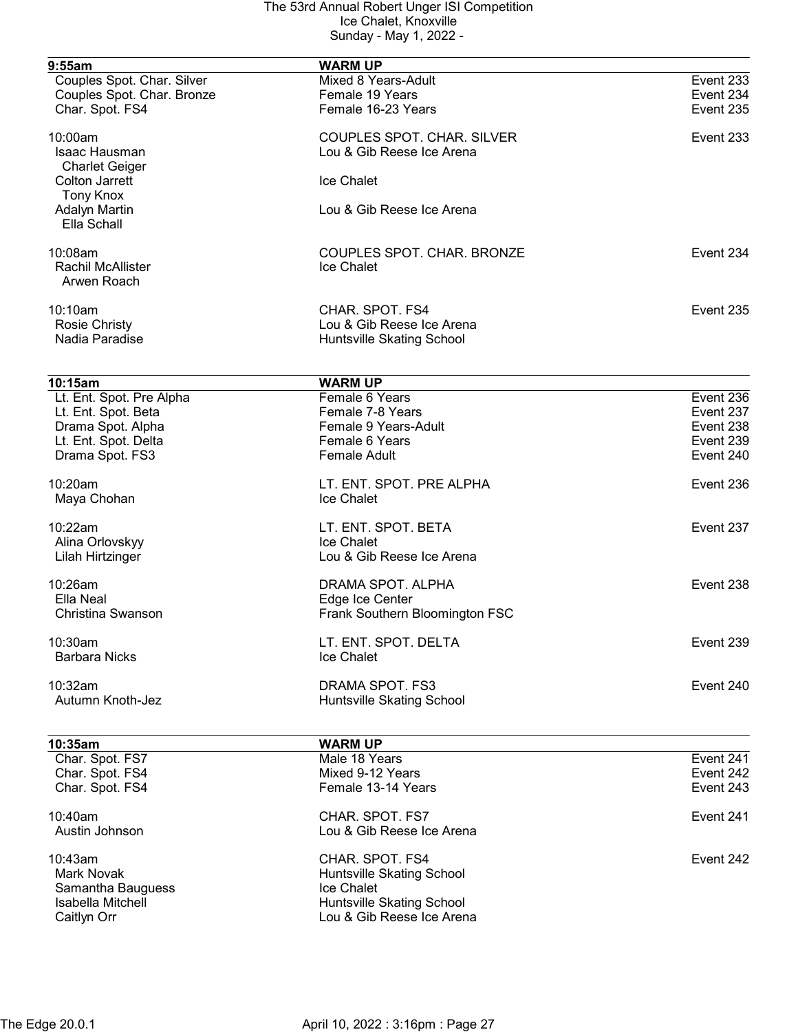| 9:55am | WARM UP | |
|---|---|---|
| Couples Spot. Char. Silver | Mixed 8 Years-Adult | Event 233 |
| Couples Spot. Char. Bronze | Female 19 Years | Event 234 |
| Char. Spot. FS4 | Female 16-23 Years | Event 235 |

10:00am — COUPLES SPOT. CHAR. SILVER — Event 233

- Isaac Hausman / Charlet Geiger — Lou & Gib Reese Ice Arena
- Colton Jarrett / Tony Knox — Ice Chalet
- Adalyn Martin / Ella Schall — Lou & Gib Reese Ice Arena

10:08am — COUPLES SPOT. CHAR. BRONZE — Event 234

- Rachil McAllister / Arwen Roach — Ice Chalet

10:10am — CHAR. SPOT. FS4 — Event 235

- Rosie Christy — Lou & Gib Reese Ice Arena
- Nadia Paradise — Huntsville Skating School

| 10:15am | WARM UP | |
|---|---|---|
| Lt. Ent. Spot. Pre Alpha | Female 6 Years | Event 236 |
| Lt. Ent. Spot. Beta | Female 7-8 Years | Event 237 |
| Drama Spot. Alpha | Female 9 Years-Adult | Event 238 |
| Lt. Ent. Spot. Delta | Female 6 Years | Event 239 |
| Drama Spot. FS3 | Female Adult | Event 240 |

10:20am — LT. ENT. SPOT. PRE ALPHA — Event 236

- Maya Chohan — Ice Chalet

10:22am — LT. ENT. SPOT. BETA — Event 237

- Alina Orlovskyy — Ice Chalet
- Lilah Hirtzinger — Lou & Gib Reese Ice Arena

10:26am — DRAMA SPOT. ALPHA — Event 238

- Ella Neal — Edge Ice Center
- Christina Swanson — Frank Southern Bloomington FSC

10:30am — LT. ENT. SPOT. DELTA — Event 239

- Barbara Nicks — Ice Chalet

10:32am — DRAMA SPOT. FS3 — Event 240

- Autumn Knoth-Jez — Huntsville Skating School

| 10:35am | WARM UP | |
|---|---|---|
| Char. Spot. FS7 | Male 18 Years | Event 241 |
| Char. Spot. FS4 | Mixed 9-12 Years | Event 242 |
| Char. Spot. FS4 | Female 13-14 Years | Event 243 |

10:40am — CHAR. SPOT. FS7 — Event 241

- Austin Johnson — Lou & Gib Reese Ice Arena

10:43am — CHAR. SPOT. FS4 — Event 242

- Mark Novak — Huntsville Skating School
- Samantha Bauguess — Ice Chalet
- Isabella Mitchell — Huntsville Skating School
- Caitlyn Orr — Lou & Gib Reese Ice Arena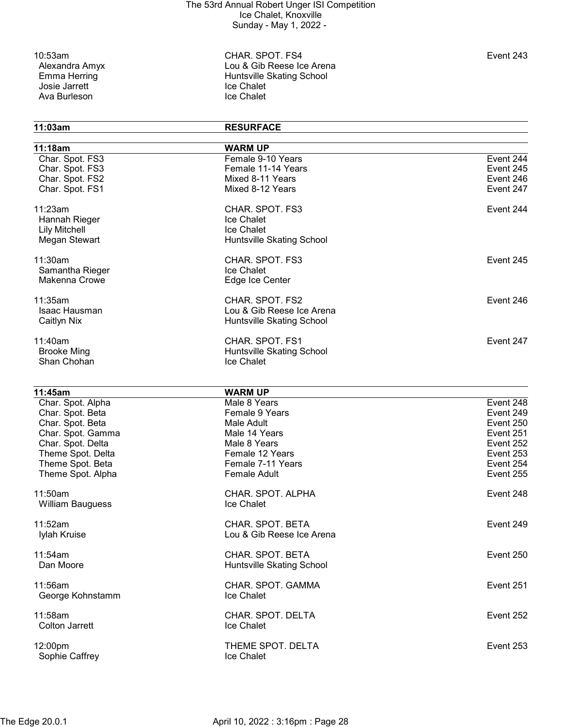10:53am | CHAR. SPOT. FS4 | Event 243
- Alexandra Amyx — Lou & Gib Reese Ice Arena
- Emma Herring — Huntsville Skating School
- Josie Jarrett — Ice Chalet
- Ava Burleson — Ice Chalet

**11:03am — RESURFACE**

**11:18am — WARM UP**

| | | |
|---|---|---|
| Char. Spot. FS3 | Female 9-10 Years | Event 244 |
| Char. Spot. FS3 | Female 11-14 Years | Event 245 |
| Char. Spot. FS2 | Mixed 8-11 Years | Event 246 |
| Char. Spot. FS1 | Mixed 8-12 Years | Event 247 |

11:23am | CHAR. SPOT. FS3 | Event 244
- Hannah Rieger — Ice Chalet
- Lily Mitchell — Ice Chalet
- Megan Stewart — Huntsville Skating School

11:30am | CHAR. SPOT. FS3 | Event 245
- Samantha Rieger — Ice Chalet
- Makenna Crowe — Edge Ice Center

11:35am | CHAR. SPOT. FS2 | Event 246
- Isaac Hausman — Lou & Gib Reese Ice Arena
- Caitlyn Nix — Huntsville Skating School

11:40am | CHAR. SPOT. FS1 | Event 247
- Brooke Ming — Huntsville Skating School
- Shan Chohan — Ice Chalet

**11:45am — WARM UP**

| | | |
|---|---|---|
| Char. Spot. Alpha | Male 8 Years | Event 248 |
| Char. Spot. Beta | Female 9 Years | Event 249 |
| Char. Spot. Beta | Male Adult | Event 250 |
| Char. Spot. Gamma | Male 14 Years | Event 251 |
| Char. Spot. Delta | Male 8 Years | Event 252 |
| Theme Spot. Delta | Female 12 Years | Event 253 |
| Theme Spot. Beta | Female 7-11 Years | Event 254 |
| Theme Spot. Alpha | Female Adult | Event 255 |

11:50am | CHAR. SPOT. ALPHA | Event 248
- William Bauguess — Ice Chalet

11:52am | CHAR. SPOT. BETA | Event 249
- Iylah Kruise — Lou & Gib Reese Ice Arena

11:54am | CHAR. SPOT. BETA | Event 250
- Dan Moore — Huntsville Skating School

11:56am | CHAR. SPOT. GAMMA | Event 251
- George Kohnstamm — Ice Chalet

11:58am | CHAR. SPOT. DELTA | Event 252
- Colton Jarrett — Ice Chalet

12:00pm | THEME SPOT. DELTA | Event 253
- Sophie Caffrey — Ice Chalet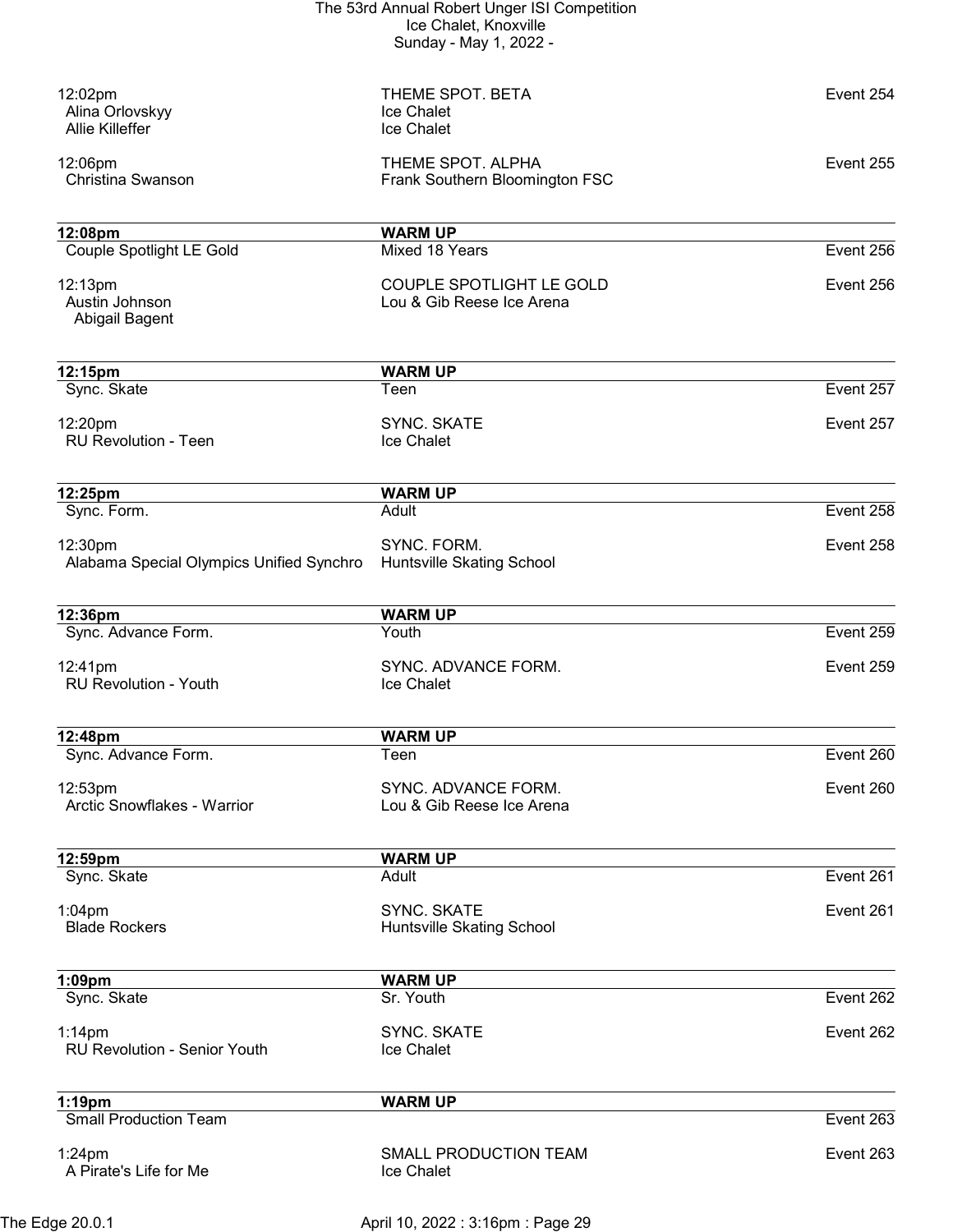| | | |
|---|---|---|
| 12:02pm | THEME SPOT. BETA | Event 254 |
| Alina Orlovskyy | Ice Chalet | |
| Allie Killeffer | Ice Chalet | |
| 12:06pm | THEME SPOT. ALPHA | Event 255 |
| Christina Swanson | Frank Southern Bloomington FSC | |

| **12:08pm** | **WARM UP** | |
|---|---|---|
| Couple Spotlight LE Gold | Mixed 18 Years | Event 256 |
| 12:13pm | COUPLE SPOTLIGHT LE GOLD | Event 256 |
| Austin Johnson<br>Abigail Bagent | Lou & Gib Reese Ice Arena | |

| **12:15pm** | **WARM UP** | |
|---|---|---|
| Sync. Skate | Teen | Event 257 |
| 12:20pm | SYNC. SKATE | Event 257 |
| RU Revolution - Teen | Ice Chalet | |

| **12:25pm** | **WARM UP** | |
|---|---|---|
| Sync. Form. | Adult | Event 258 |
| 12:30pm | SYNC. FORM. | Event 258 |
| Alabama Special Olympics Unified Synchro | Huntsville Skating School | |

| **12:36pm** | **WARM UP** | |
|---|---|---|
| Sync. Advance Form. | Youth | Event 259 |
| 12:41pm | SYNC. ADVANCE FORM. | Event 259 |
| RU Revolution - Youth | Ice Chalet | |

| **12:48pm** | **WARM UP** | |
|---|---|---|
| Sync. Advance Form. | Teen | Event 260 |
| 12:53pm | SYNC. ADVANCE FORM. | Event 260 |
| Arctic Snowflakes - Warrior | Lou & Gib Reese Ice Arena | |

| **12:59pm** | **WARM UP** | |
|---|---|---|
| Sync. Skate | Adult | Event 261 |
| 1:04pm | SYNC. SKATE | Event 261 |
| Blade Rockers | Huntsville Skating School | |

| **1:09pm** | **WARM UP** | |
|---|---|---|
| Sync. Skate | Sr. Youth | Event 262 |
| 1:14pm | SYNC. SKATE | Event 262 |
| RU Revolution - Senior Youth | Ice Chalet | |

| **1:19pm** | **WARM UP** | |
|---|---|---|
| Small Production Team | | Event 263 |
| 1:24pm | SMALL PRODUCTION TEAM | Event 263 |
| A Pirate's Life for Me | Ice Chalet | |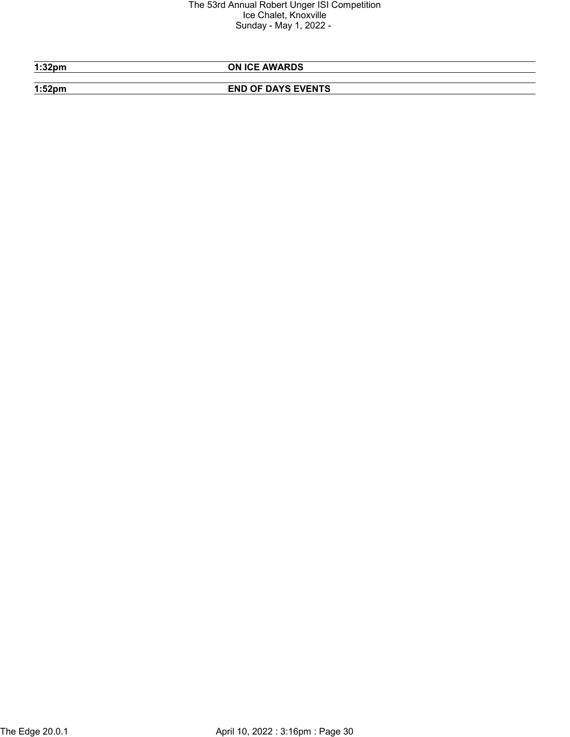| | |
|---|---|
| **1:32pm** | **ON ICE AWARDS** |
| **1:52pm** | **END OF DAYS EVENTS** |